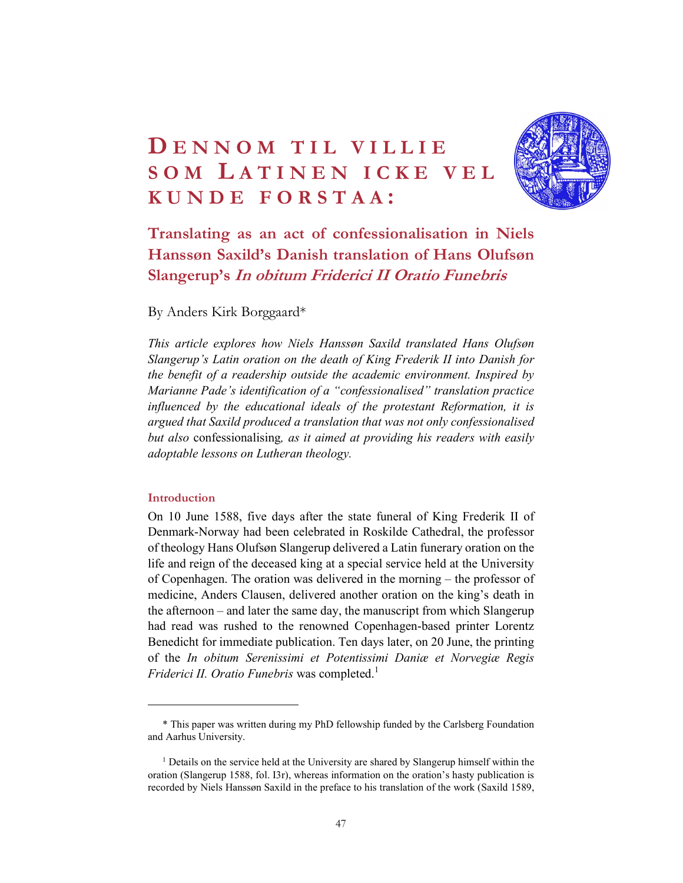# Dennom til villie som Latinen icke vel kunde forstaa:

## Translating as an act of confessionalisation in Niels Hanssøn Saxild's Danish translation of Hans Olufsøn Slangerup's *In obitum Friderici II Oratio Funebris*

By Anders Kirk Borggaard*

*This article explores how Niels Hanssøn Saxild translated Hans Olufsøn Slangerup's Latin oration on the death of King Frederik II into Danish for the benefit of a readership outside the academic environment. Inspired by Marianne Pade's identification of a "confessionalised" translation practice influenced by the educational ideals of the protestant Reformation, it is argued that Saxild produced a translation that was not only confessionalised but also* confessionalising*, as it aimed at providing his readers with easily adoptable lessons on Lutheran theology.*

### Introduction

On 10 June 1588, five days after the state funeral of King Frederik II of Denmark-Norway had been celebrated in Roskilde Cathedral, the professor of theology Hans Olufsøn Slangerup delivered a Latin funerary oration on the life and reign of the deceased king at a special service held at the University of Copenhagen. The oration was delivered in the morning – the professor of medicine, Anders Clausen, delivered another oration on the king's death in the afternoon – and later the same day, the manuscript from which Slangerup had read was rushed to the renowned Copenhagen-based printer Lorentz Benedicht for immediate publication. Ten days later, on 20 June, the printing of the *In obitum Serenissimi et Potentissimi Daniæ et Norvegiæ Regis Friderici II. Oratio Funebris* was completed.[1]

---

\* This paper was written during my PhD fellowship funded by the Carlsberg Foundation and Aarhus University.

[1] Details on the service held at the University are shared by Slangerup himself within the oration (Slangerup 1588, fol. I3r), whereas information on the oration's hasty publication is recorded by Niels Hanssøn Saxild in the preface to his translation of the work (Saxild 1589,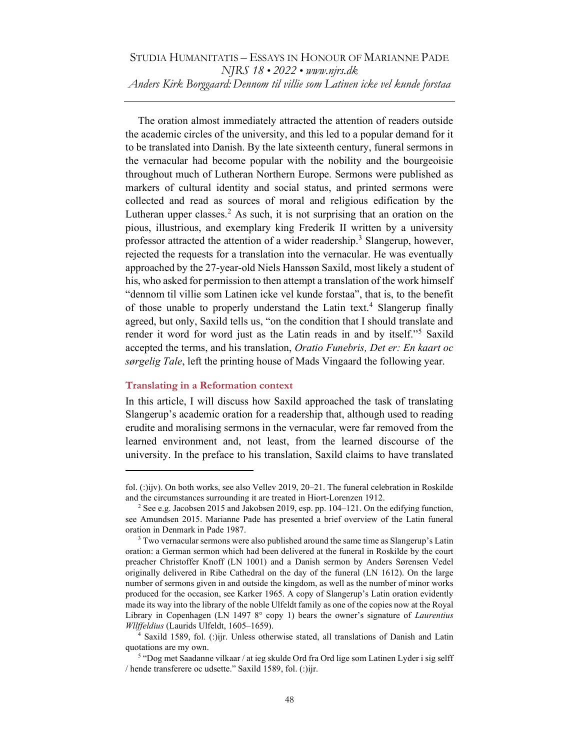The oration almost immediately attracted the attention of readers outside the academic circles of the university, and this led to a popular demand for it to be translated into Danish. By the late sixteenth century, funeral sermons in the vernacular had become popular with the nobility and the bourgeoisie throughout much of Lutheran Northern Europe. Sermons were published as markers of cultural identity and social status, and printed sermons were collected and read as sources of moral and religious edification by the Lutheran upper classes.[2] As such, it is not surprising that an oration on the pious, illustrious, and exemplary king Frederik II written by a university professor attracted the attention of a wider readership.[3] Slangerup, however, rejected the requests for a translation into the vernacular. He was eventually approached by the 27-year-old Niels Hanssøn Saxild, most likely a student of his, who asked for permission to then attempt a translation of the work himself "dennom til villie som Latinen icke vel kunde forstaa", that is, to the benefit of those unable to properly understand the Latin text.[4] Slangerup finally agreed, but only, Saxild tells us, "on the condition that I should translate and render it word for word just as the Latin reads in and by itself."[5] Saxild accepted the terms, and his translation, *Oratio Funebris, Det er: En kaart oc sørgelig Tale*, left the printing house of Mads Vingaard the following year.

## Translating in a Reformation context

In this article, I will discuss how Saxild approached the task of translating Slangerup's academic oration for a readership that, although used to reading erudite and moralising sermons in the vernacular, were far removed from the learned environment and, not least, from the learned discourse of the university. In the preface to his translation, Saxild claims to have translated

---

fol. (:)ijv). On both works, see also Vellev 2019, 20–21. The funeral celebration in Roskilde and the circumstances surrounding it are treated in Hiort-Lorenzen 1912.

[2] See e.g. Jacobsen 2015 and Jakobsen 2019, esp. pp. 104–121. On the edifying function, see Amundsen 2015. Marianne Pade has presented a brief overview of the Latin funeral oration in Denmark in Pade 1987.

[3] Two vernacular sermons were also published around the same time as Slangerup's Latin oration: a German sermon which had been delivered at the funeral in Roskilde by the court preacher Christoffer Knoff (LN 1001) and a Danish sermon by Anders Sørensen Vedel originally delivered in Ribe Cathedral on the day of the funeral (LN 1612). On the large number of sermons given in and outside the kingdom, as well as the number of minor works produced for the occasion, see Karker 1965. A copy of Slangerup's Latin oration evidently made its way into the library of the noble Ulfeldt family as one of the copies now at the Royal Library in Copenhagen (LN 1497 8° copy 1) bears the owner's signature of *Laurentius Wllffeldius* (Laurids Ulfeldt, 1605–1659).

[4] Saxild 1589, fol. (:)ijr. Unless otherwise stated, all translations of Danish and Latin quotations are my own.

[5] "Dog met Saadanne vilkaar / at ieg skulde Ord fra Ord lige som Latinen Lyder i sig selff / hende transferere oc udsette." Saxild 1589, fol. (:)ijr.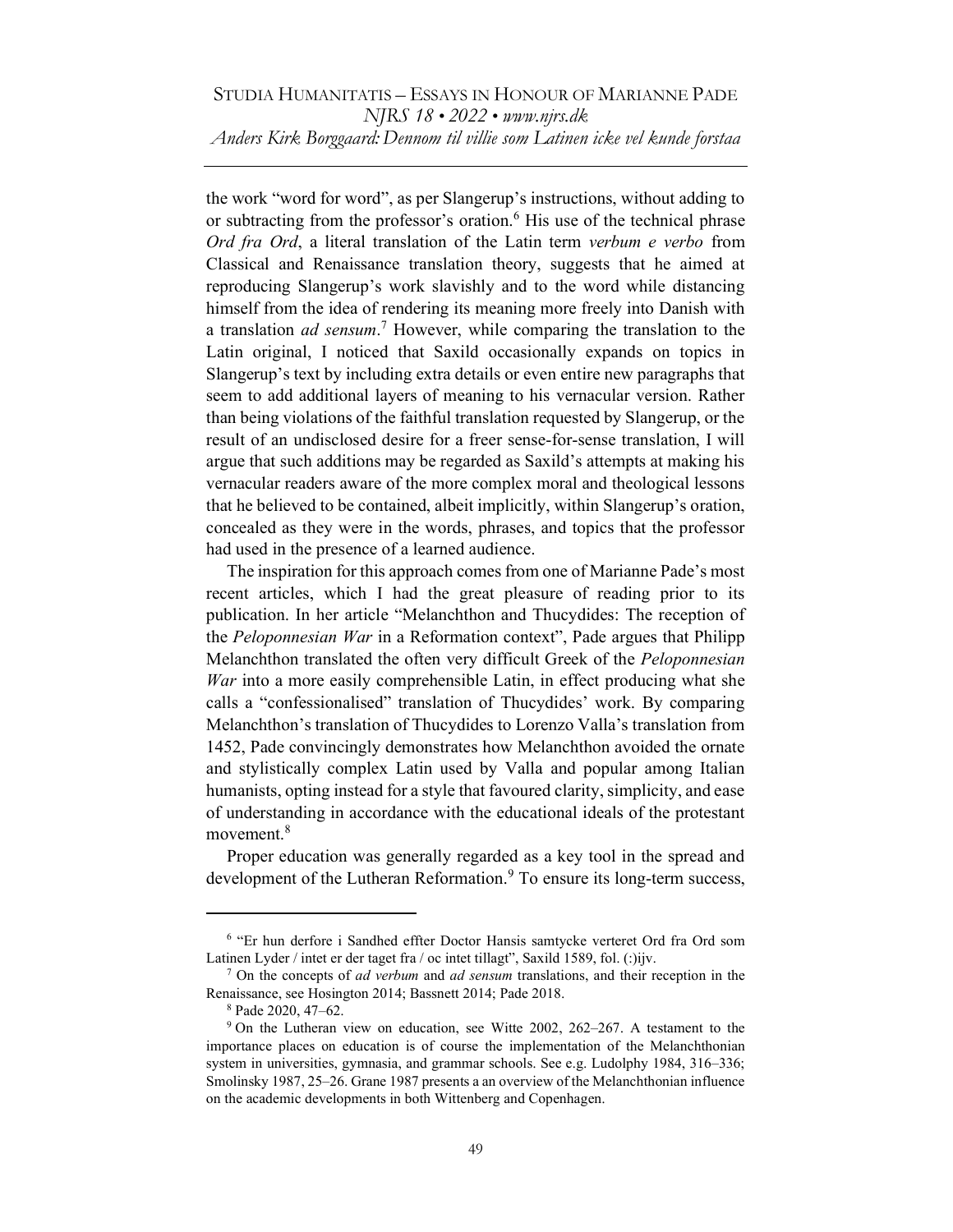the work "word for word", as per Slangerup's instructions, without adding to or subtracting from the professor's oration.[6] His use of the technical phrase *Ord fra Ord*, a literal translation of the Latin term *verbum e verbo* from Classical and Renaissance translation theory, suggests that he aimed at reproducing Slangerup's work slavishly and to the word while distancing himself from the idea of rendering its meaning more freely into Danish with a translation *ad sensum*.[7] However, while comparing the translation to the Latin original, I noticed that Saxild occasionally expands on topics in Slangerup's text by including extra details or even entire new paragraphs that seem to add additional layers of meaning to his vernacular version. Rather than being violations of the faithful translation requested by Slangerup, or the result of an undisclosed desire for a freer sense-for-sense translation, I will argue that such additions may be regarded as Saxild's attempts at making his vernacular readers aware of the more complex moral and theological lessons that he believed to be contained, albeit implicitly, within Slangerup's oration, concealed as they were in the words, phrases, and topics that the professor had used in the presence of a learned audience.

The inspiration for this approach comes from one of Marianne Pade's most recent articles, which I had the great pleasure of reading prior to its publication. In her article "Melanchthon and Thucydides: The reception of the *Peloponnesian War* in a Reformation context", Pade argues that Philipp Melanchthon translated the often very difficult Greek of the *Peloponnesian War* into a more easily comprehensible Latin, in effect producing what she calls a "confessionalised" translation of Thucydides' work. By comparing Melanchthon's translation of Thucydides to Lorenzo Valla's translation from 1452, Pade convincingly demonstrates how Melanchthon avoided the ornate and stylistically complex Latin used by Valla and popular among Italian humanists, opting instead for a style that favoured clarity, simplicity, and ease of understanding in accordance with the educational ideals of the protestant movement.[8]

Proper education was generally regarded as a key tool in the spread and development of the Lutheran Reformation.[9] To ensure its long-term success,

---

[6] "Er hun derfore i Sandhed effter Doctor Hansis samtycke verteret Ord fra Ord som Latinen Lyder / intet er der taget fra / oc intet tillagt", Saxild 1589, fol. (:)ijv.

[7] On the concepts of *ad verbum* and *ad sensum* translations, and their reception in the Renaissance, see Hosington 2014; Bassnett 2014; Pade 2018.

[8] Pade 2020, 47–62.

[9] On the Lutheran view on education, see Witte 2002, 262–267. A testament to the importance places on education is of course the implementation of the Melanchthonian system in universities, gymnasia, and grammar schools. See e.g. Ludolphy 1984, 316–336; Smolinsky 1987, 25–26. Grane 1987 presents a an overview of the Melanchthonian influence on the academic developments in both Wittenberg and Copenhagen.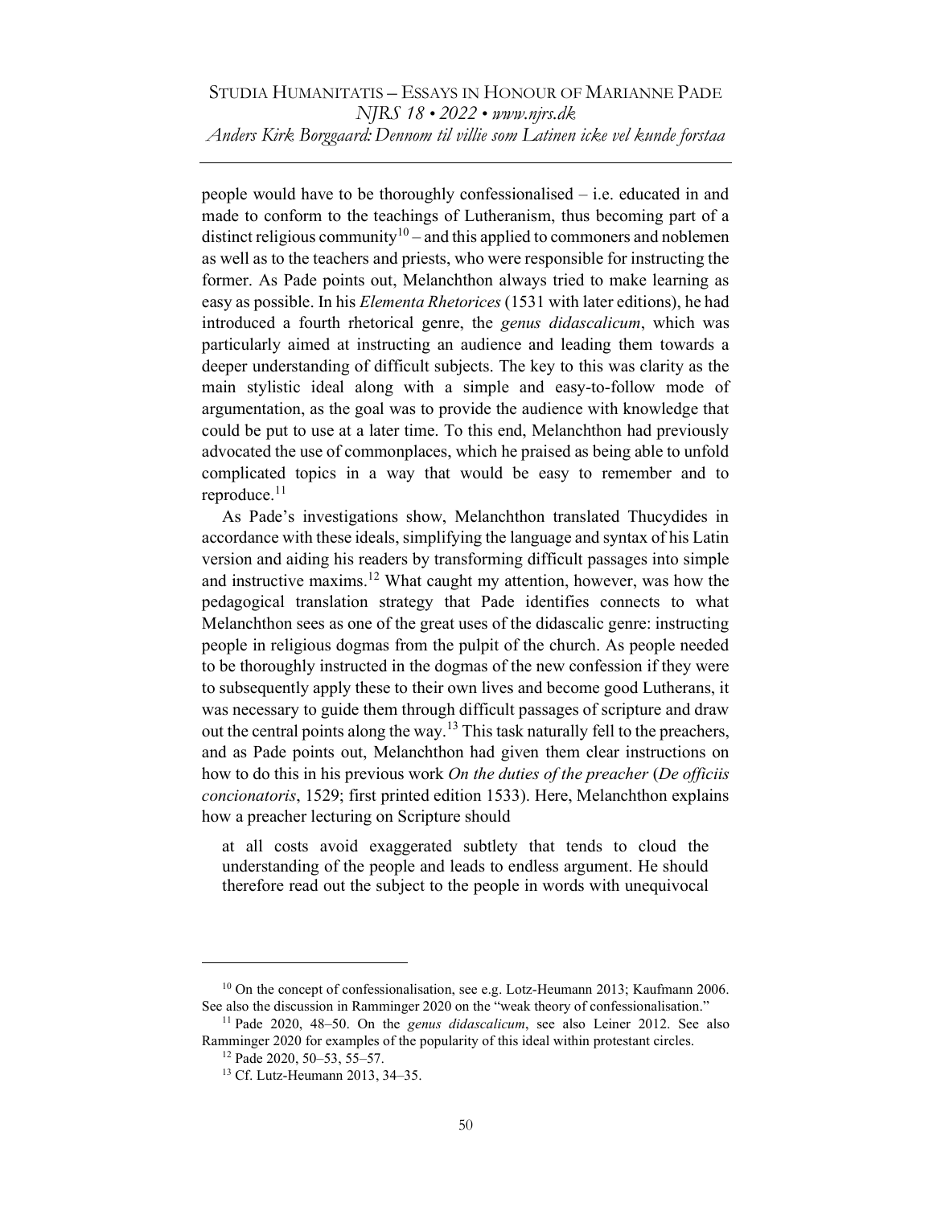people would have to be thoroughly confessionalised – i.e. educated in and made to conform to the teachings of Lutheranism, thus becoming part of a distinct religious community[10] – and this applied to commoners and noblemen as well as to the teachers and priests, who were responsible for instructing the former. As Pade points out, Melanchthon always tried to make learning as easy as possible. In his *Elementa Rhetorices* (1531 with later editions), he had introduced a fourth rhetorical genre, the *genus didascalicum*, which was particularly aimed at instructing an audience and leading them towards a deeper understanding of difficult subjects. The key to this was clarity as the main stylistic ideal along with a simple and easy-to-follow mode of argumentation, as the goal was to provide the audience with knowledge that could be put to use at a later time. To this end, Melanchthon had previously advocated the use of commonplaces, which he praised as being able to unfold complicated topics in a way that would be easy to remember and to reproduce.[11]

As Pade's investigations show, Melanchthon translated Thucydides in accordance with these ideals, simplifying the language and syntax of his Latin version and aiding his readers by transforming difficult passages into simple and instructive maxims.[12] What caught my attention, however, was how the pedagogical translation strategy that Pade identifies connects to what Melanchthon sees as one of the great uses of the didascalic genre: instructing people in religious dogmas from the pulpit of the church. As people needed to be thoroughly instructed in the dogmas of the new confession if they were to subsequently apply these to their own lives and become good Lutherans, it was necessary to guide them through difficult passages of scripture and draw out the central points along the way.[13] This task naturally fell to the preachers, and as Pade points out, Melanchthon had given them clear instructions on how to do this in his previous work *On the duties of the preacher* (*De officiis concionatoris*, 1529; first printed edition 1533). Here, Melanchthon explains how a preacher lecturing on Scripture should

> at all costs avoid exaggerated subtlety that tends to cloud the understanding of the people and leads to endless argument. He should therefore read out the subject to the people in words with unequivocal

---

[10] On the concept of confessionalisation, see e.g. Lotz-Heumann 2013; Kaufmann 2006. See also the discussion in Ramminger 2020 on the "weak theory of confessionalisation."

[11] Pade 2020, 48–50. On the *genus didascalicum*, see also Leiner 2012. See also Ramminger 2020 for examples of the popularity of this ideal within protestant circles.

[12] Pade 2020, 50–53, 55–57.

[13] Cf. Lutz-Heumann 2013, 34–35.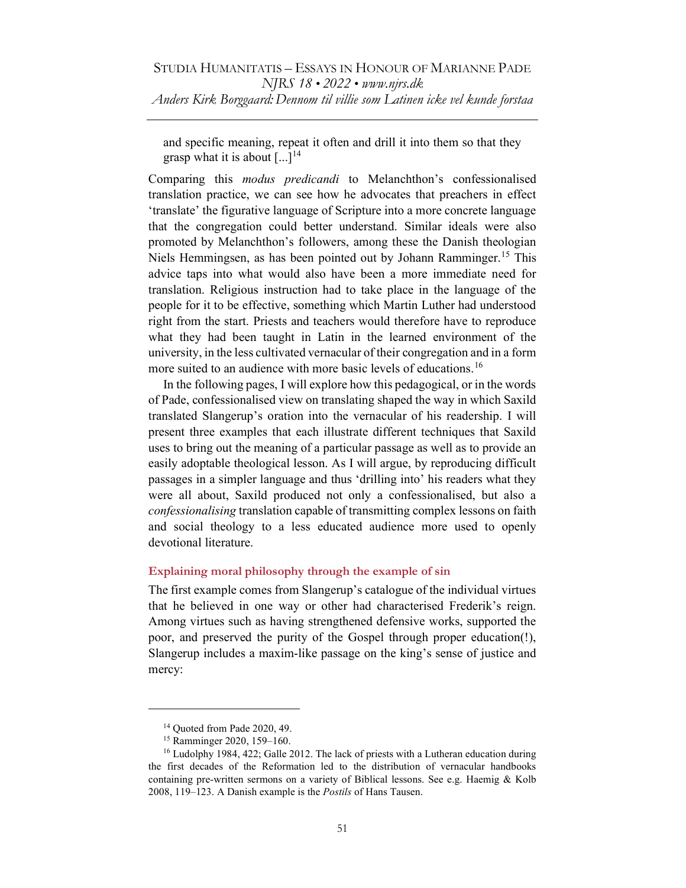> and specific meaning, repeat it often and drill it into them so that they grasp what it is about [...][14]

Comparing this *modus predicandi* to Melanchthon's confessionalised translation practice, we can see how he advocates that preachers in effect 'translate' the figurative language of Scripture into a more concrete language that the congregation could better understand. Similar ideals were also promoted by Melanchthon's followers, among these the Danish theologian Niels Hemmingsen, as has been pointed out by Johann Ramminger.[15] This advice taps into what would also have been a more immediate need for translation. Religious instruction had to take place in the language of the people for it to be effective, something which Martin Luther had understood right from the start. Priests and teachers would therefore have to reproduce what they had been taught in Latin in the learned environment of the university, in the less cultivated vernacular of their congregation and in a form more suited to an audience with more basic levels of educations.[16]

In the following pages, I will explore how this pedagogical, or in the words of Pade, confessionalised view on translating shaped the way in which Saxild translated Slangerup's oration into the vernacular of his readership. I will present three examples that each illustrate different techniques that Saxild uses to bring out the meaning of a particular passage as well as to provide an easily adoptable theological lesson. As I will argue, by reproducing difficult passages in a simpler language and thus 'drilling into' his readers what they were all about, Saxild produced not only a confessionalised, but also a *confessionalising* translation capable of transmitting complex lessons on faith and social theology to a less educated audience more used to openly devotional literature.

### Explaining moral philosophy through the example of sin

The first example comes from Slangerup's catalogue of the individual virtues that he believed in one way or other had characterised Frederik's reign. Among virtues such as having strengthened defensive works, supported the poor, and preserved the purity of the Gospel through proper education(!), Slangerup includes a maxim-like passage on the king's sense of justice and mercy:

---

[14] Quoted from Pade 2020, 49.

[15] Ramminger 2020, 159–160.

[16] Ludolphy 1984, 422; Galle 2012. The lack of priests with a Lutheran education during the first decades of the Reformation led to the distribution of vernacular handbooks containing pre-written sermons on a variety of Biblical lessons. See e.g. Haemig & Kolb 2008, 119–123. A Danish example is the *Postils* of Hans Tausen.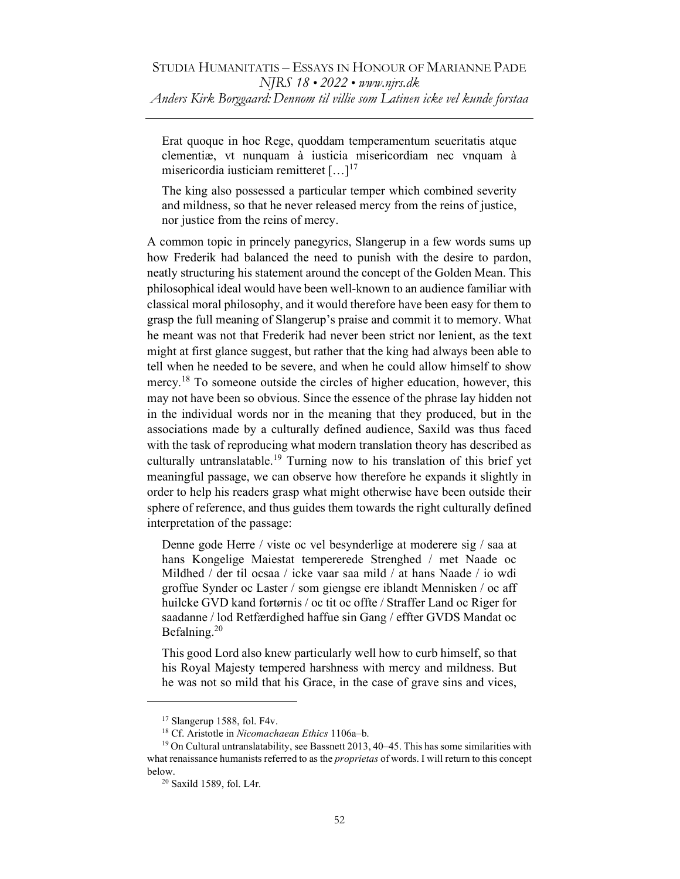> Erat quoque in hoc Rege, quoddam temperamentum seueritatis atque clementiæ, vt nunquam à iusticia misericordiam nec vnquam à misericordia iusticiam remitteret […][17]
>
> The king also possessed a particular temper which combined severity and mildness, so that he never released mercy from the reins of justice, nor justice from the reins of mercy.

A common topic in princely panegyrics, Slangerup in a few words sums up how Frederik had balanced the need to punish with the desire to pardon, neatly structuring his statement around the concept of the Golden Mean. This philosophical ideal would have been well-known to an audience familiar with classical moral philosophy, and it would therefore have been easy for them to grasp the full meaning of Slangerup's praise and commit it to memory. What he meant was not that Frederik had never been strict nor lenient, as the text might at first glance suggest, but rather that the king had always been able to tell when he needed to be severe, and when he could allow himself to show mercy.[18] To someone outside the circles of higher education, however, this may not have been so obvious. Since the essence of the phrase lay hidden not in the individual words nor in the meaning that they produced, but in the associations made by a culturally defined audience, Saxild was thus faced with the task of reproducing what modern translation theory has described as culturally untranslatable.[19] Turning now to his translation of this brief yet meaningful passage, we can observe how therefore he expands it slightly in order to help his readers grasp what might otherwise have been outside their sphere of reference, and thus guides them towards the right culturally defined interpretation of the passage:

> Denne gode Herre / viste oc vel besynderlige at moderere sig / saa at hans Kongelige Maiestat tempererede Strenghed / met Naade oc Mildhed / der til ocsaa / icke vaar saa mild / at hans Naade / io wdi groffue Synder oc Laster / som giengse ere iblandt Mennisken / oc aff huilcke GVD kand fortørnis / oc tit oc offte / Straffer Land oc Riger for saadanne / lod Retfærdighed haffue sin Gang / effter GVDS Mandat oc Befalning.[20]
>
> This good Lord also knew particularly well how to curb himself, so that his Royal Majesty tempered harshness with mercy and mildness. But he was not so mild that his Grace, in the case of grave sins and vices,

---

[17] Slangerup 1588, fol. F4v.

[18] Cf. Aristotle in *Nicomachaean Ethics* 1106a–b.

[19] On Cultural untranslatability, see Bassnett 2013, 40–45. This has some similarities with what renaissance humanists referred to as the *proprietas* of words. I will return to this concept below.

[20] Saxild 1589, fol. L4r.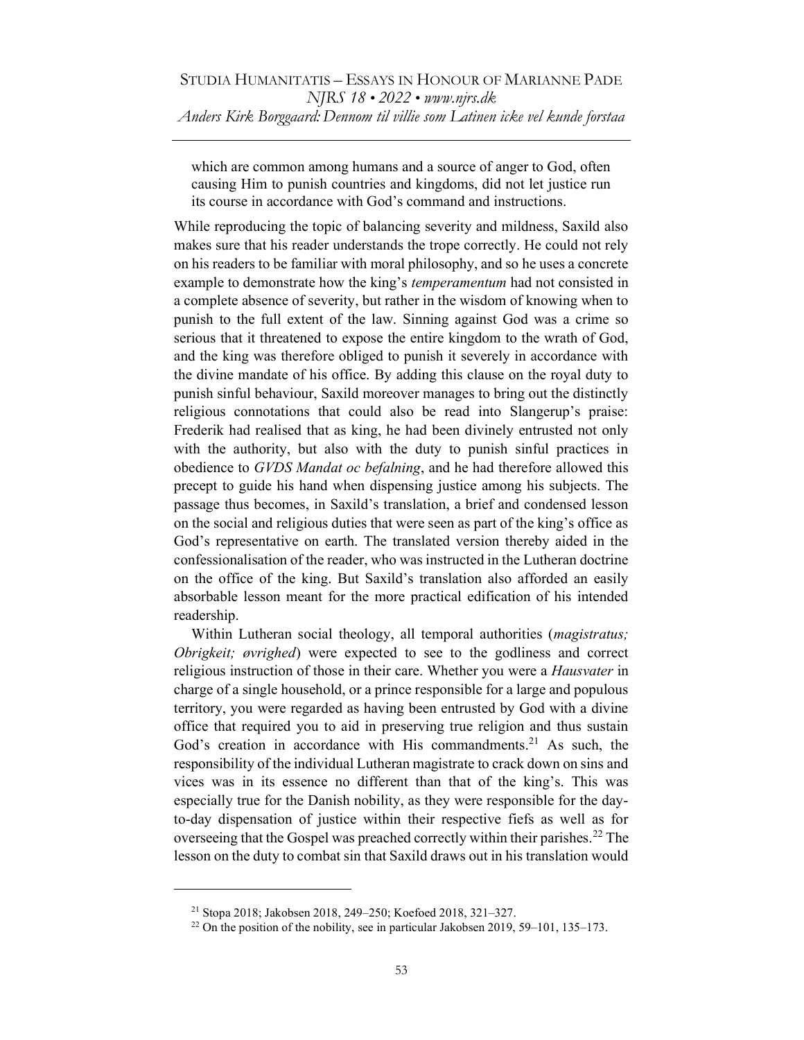which are common among humans and a source of anger to God, often causing Him to punish countries and kingdoms, did not let justice run its course in accordance with God's command and instructions.

While reproducing the topic of balancing severity and mildness, Saxild also makes sure that his reader understands the trope correctly. He could not rely on his readers to be familiar with moral philosophy, and so he uses a concrete example to demonstrate how the king's *temperamentum* had not consisted in a complete absence of severity, but rather in the wisdom of knowing when to punish to the full extent of the law. Sinning against God was a crime so serious that it threatened to expose the entire kingdom to the wrath of God, and the king was therefore obliged to punish it severely in accordance with the divine mandate of his office. By adding this clause on the royal duty to punish sinful behaviour, Saxild moreover manages to bring out the distinctly religious connotations that could also be read into Slangerup's praise: Frederik had realised that as king, he had been divinely entrusted not only with the authority, but also with the duty to punish sinful practices in obedience to *GVDS Mandat oc befalning*, and he had therefore allowed this precept to guide his hand when dispensing justice among his subjects. The passage thus becomes, in Saxild's translation, a brief and condensed lesson on the social and religious duties that were seen as part of the king's office as God's representative on earth. The translated version thereby aided in the confessionalisation of the reader, who was instructed in the Lutheran doctrine on the office of the king. But Saxild's translation also afforded an easily absorbable lesson meant for the more practical edification of his intended readership.

Within Lutheran social theology, all temporal authorities (*magistratus; Obrigkeit; øvrighed*) were expected to see to the godliness and correct religious instruction of those in their care. Whether you were a *Hausvater* in charge of a single household, or a prince responsible for a large and populous territory, you were regarded as having been entrusted by God with a divine office that required you to aid in preserving true religion and thus sustain God's creation in accordance with His commandments.[21] As such, the responsibility of the individual Lutheran magistrate to crack down on sins and vices was in its essence no different than that of the king's. This was especially true for the Danish nobility, as they were responsible for the day-to-day dispensation of justice within their respective fiefs as well as for overseeing that the Gospel was preached correctly within their parishes.[22] The lesson on the duty to combat sin that Saxild draws out in his translation would

---

[21] Stopa 2018; Jakobsen 2018, 249–250; Koefoed 2018, 321–327.

[22] On the position of the nobility, see in particular Jakobsen 2019, 59–101, 135–173.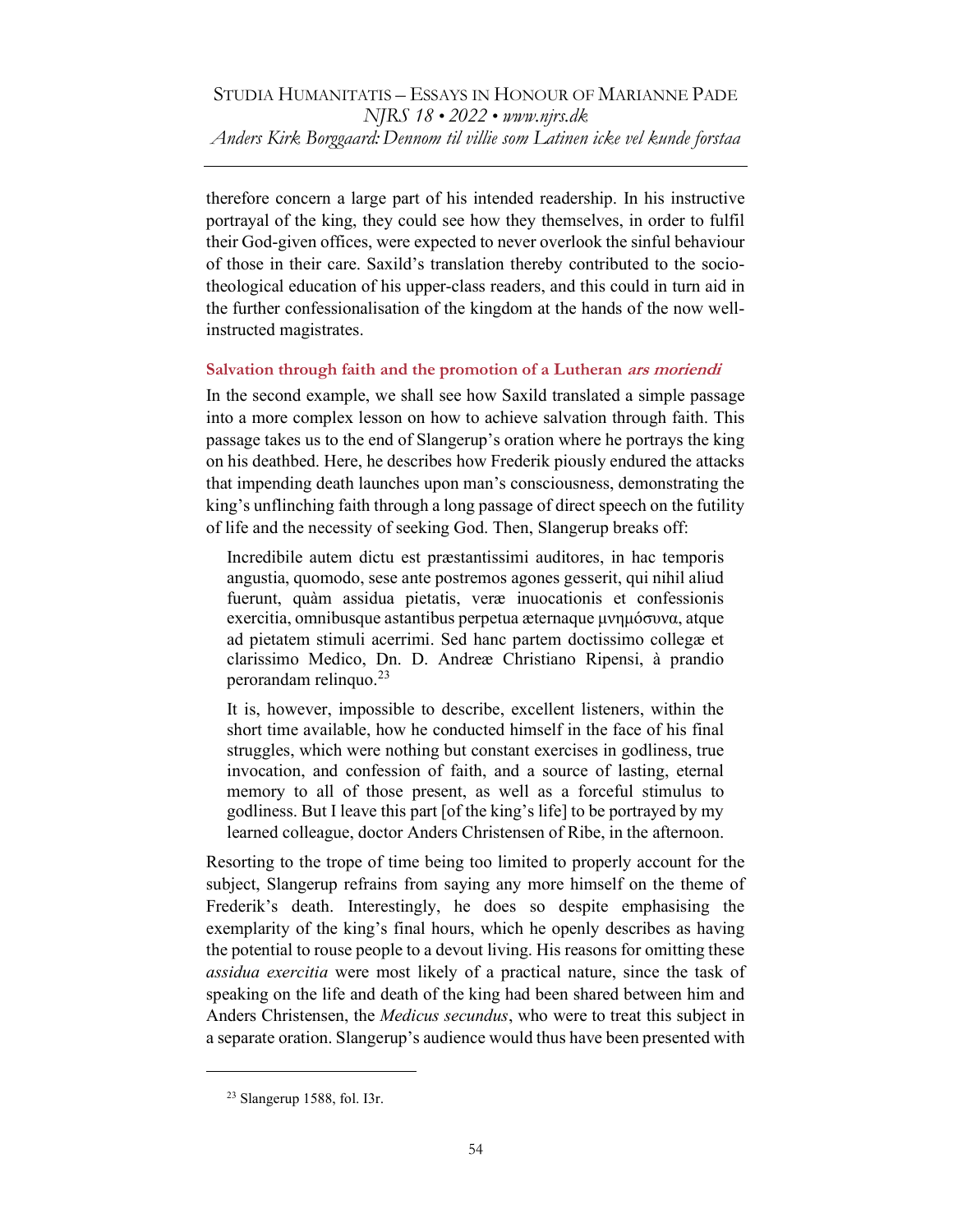therefore concern a large part of his intended readership. In his instructive portrayal of the king, they could see how they themselves, in order to fulfil their God-given offices, were expected to never overlook the sinful behaviour of those in their care. Saxild's translation thereby contributed to the socio-theological education of his upper-class readers, and this could in turn aid in the further confessionalisation of the kingdom at the hands of the now well-instructed magistrates.

### Salvation through faith and the promotion of a Lutheran *ars moriendi*

In the second example, we shall see how Saxild translated a simple passage into a more complex lesson on how to achieve salvation through faith. This passage takes us to the end of Slangerup's oration where he portrays the king on his deathbed. Here, he describes how Frederik piously endured the attacks that impending death launches upon man's consciousness, demonstrating the king's unflinching faith through a long passage of direct speech on the futility of life and the necessity of seeking God. Then, Slangerup breaks off:

> Incredibile autem dictu est præstantissimi auditores, in hac temporis angustia, quomodo, sese ante postremos agones gesserit, qui nihil aliud fuerunt, quàm assidua pietatis, veræ inuocationis et confessionis exercitia, omnibusque astantibus perpetua æternaque μνημόσυνα, atque ad pietatem stimuli acerrimi. Sed hanc partem doctissimo collegæ et clarissimo Medico, Dn. D. Andreæ Christiano Ripensi, à prandio perorandam relinquo.[23]

> It is, however, impossible to describe, excellent listeners, within the short time available, how he conducted himself in the face of his final struggles, which were nothing but constant exercises in godliness, true invocation, and confession of faith, and a source of lasting, eternal memory to all of those present, as well as a forceful stimulus to godliness. But I leave this part [of the king's life] to be portrayed by my learned colleague, doctor Anders Christensen of Ribe, in the afternoon.

Resorting to the trope of time being too limited to properly account for the subject, Slangerup refrains from saying any more himself on the theme of Frederik's death. Interestingly, he does so despite emphasising the exemplarity of the king's final hours, which he openly describes as having the potential to rouse people to a devout living. His reasons for omitting these *assidua exercitia* were most likely of a practical nature, since the task of speaking on the life and death of the king had been shared between him and Anders Christensen, the *Medicus secundus*, who were to treat this subject in a separate oration. Slangerup's audience would thus have been presented with

[23] Slangerup 1588, fol. I3r.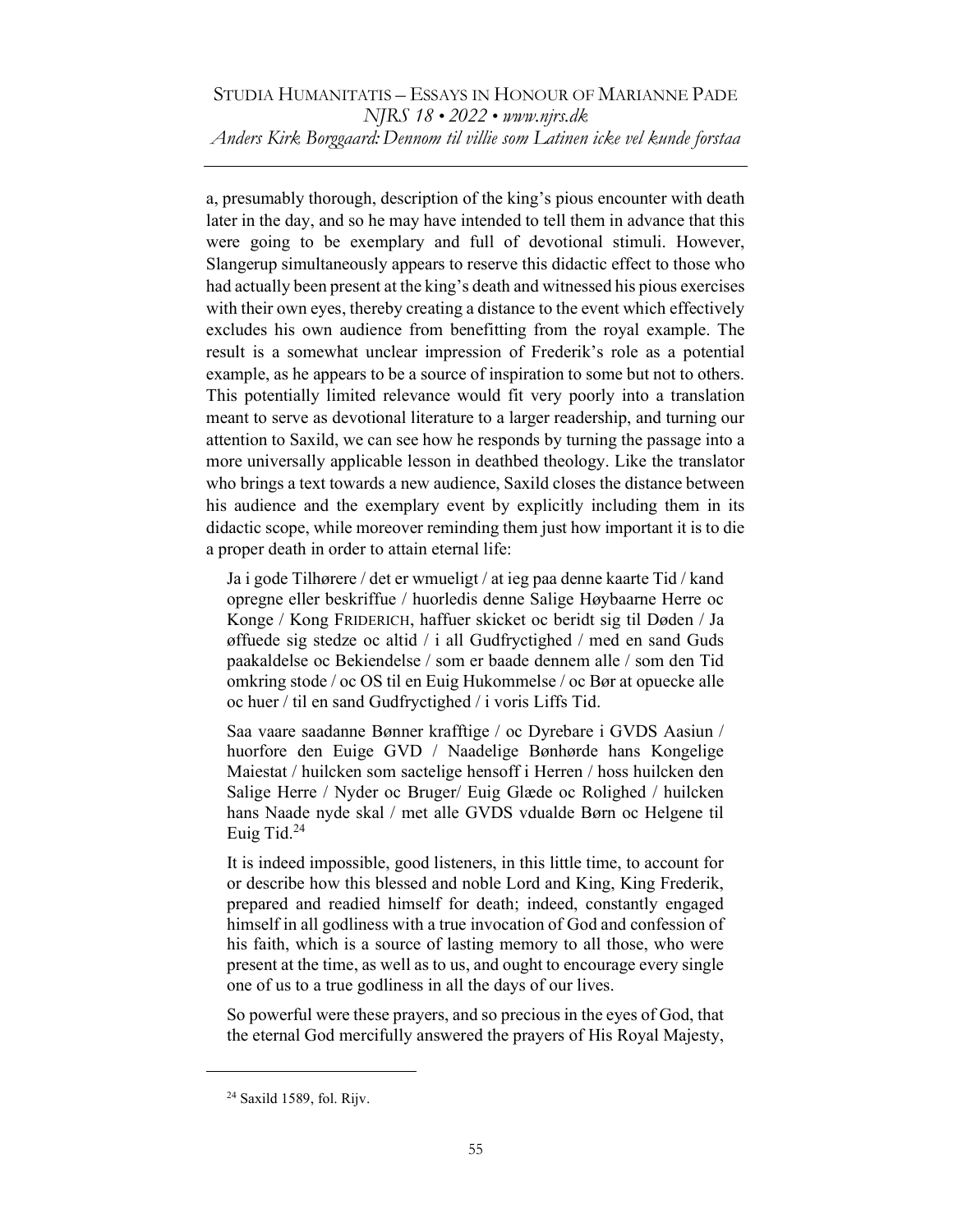a, presumably thorough, description of the king's pious encounter with death later in the day, and so he may have intended to tell them in advance that this were going to be exemplary and full of devotional stimuli. However, Slangerup simultaneously appears to reserve this didactic effect to those who had actually been present at the king's death and witnessed his pious exercises with their own eyes, thereby creating a distance to the event which effectively excludes his own audience from benefitting from the royal example. The result is a somewhat unclear impression of Frederik's role as a potential example, as he appears to be a source of inspiration to some but not to others. This potentially limited relevance would fit very poorly into a translation meant to serve as devotional literature to a larger readership, and turning our attention to Saxild, we can see how he responds by turning the passage into a more universally applicable lesson in deathbed theology. Like the translator who brings a text towards a new audience, Saxild closes the distance between his audience and the exemplary event by explicitly including them in its didactic scope, while moreover reminding them just how important it is to die a proper death in order to attain eternal life:

> Ja i gode Tilhørere / det er wmueligt / at ieg paa denne kaarte Tid / kand opregne eller beskriffue / huorledis denne Salige Høybaarne Herre oc Konge / Kong FRIDERICH, haffuer skicket oc beridt sig til Døden / Ja øffuede sig stedze oc altid / i all Gudfryctighed / med en sand Guds paakaldelse oc Bekiendelse / som er baade dennem alle / som den Tid omkring stode / oc OS til en Euig Hukommelse / oc Bør at opuecke alle oc huer / til en sand Gudfryctighed / i voris Liffs Tid.
>
> Saa vaare saadanne Bønner krafftige / oc Dyrebare i GVDS Aasiun / huorfore den Euige GVD / Naadelige Bønhørde hans Kongelige Maiestat / huilcken som sactelige hensoff i Herren / hoss huilcken den Salige Herre / Nyder oc Bruger/ Euig Glæde oc Rolighed / huilcken hans Naade nyde skal / met alle GVDS vdualde Børn oc Helgene til Euig Tid.[24]
>
> It is indeed impossible, good listeners, in this little time, to account for or describe how this blessed and noble Lord and King, King Frederik, prepared and readied himself for death; indeed, constantly engaged himself in all godliness with a true invocation of God and confession of his faith, which is a source of lasting memory to all those, who were present at the time, as well as to us, and ought to encourage every single one of us to a true godliness in all the days of our lives.
>
> So powerful were these prayers, and so precious in the eyes of God, that the eternal God mercifully answered the prayers of His Royal Majesty,

---

[24] Saxild 1589, fol. Rijv.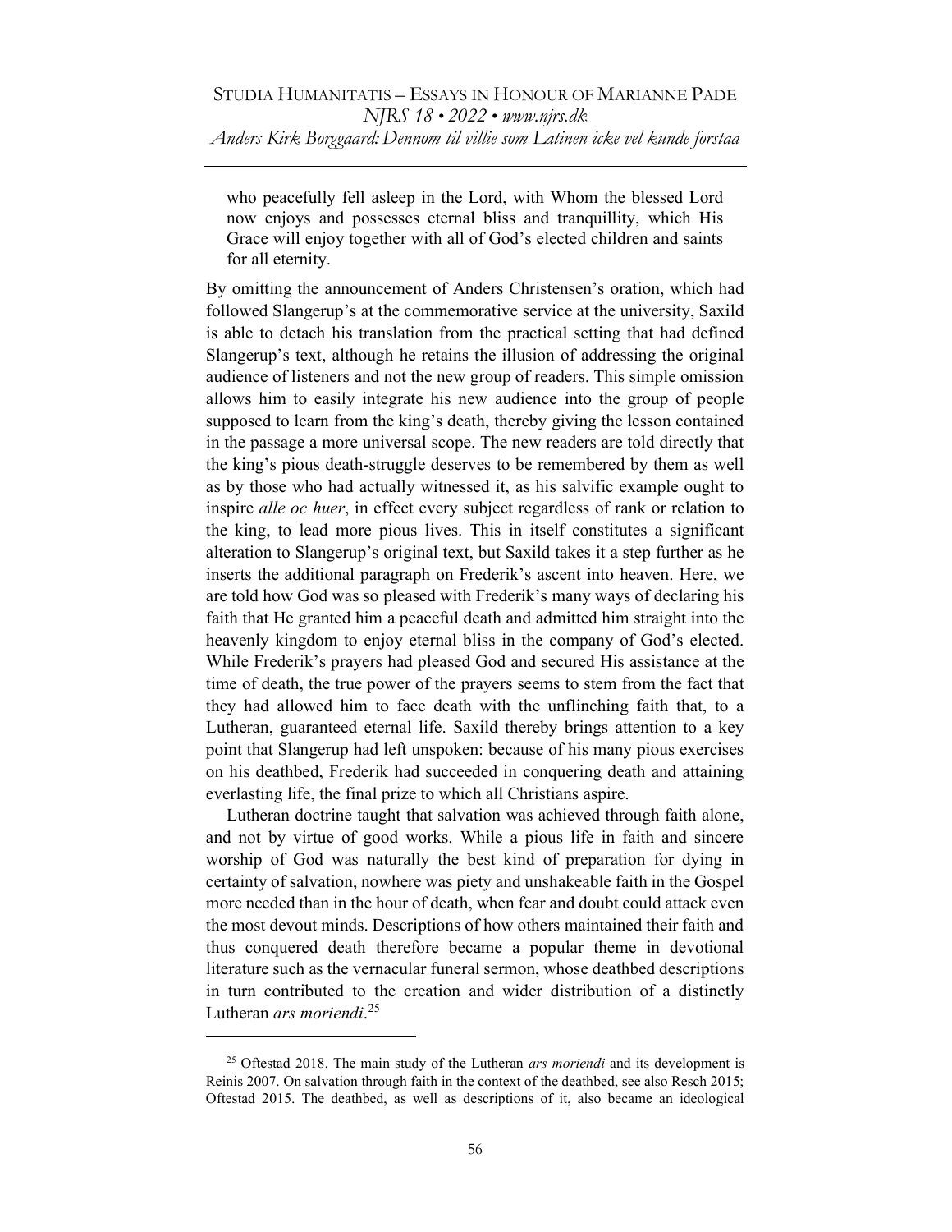> who peacefully fell asleep in the Lord, with Whom the blessed Lord now enjoys and possesses eternal bliss and tranquillity, which His Grace will enjoy together with all of God's elected children and saints for all eternity.

By omitting the announcement of Anders Christensen's oration, which had followed Slangerup's at the commemorative service at the university, Saxild is able to detach his translation from the practical setting that had defined Slangerup's text, although he retains the illusion of addressing the original audience of listeners and not the new group of readers. This simple omission allows him to easily integrate his new audience into the group of people supposed to learn from the king's death, thereby giving the lesson contained in the passage a more universal scope. The new readers are told directly that the king's pious death-struggle deserves to be remembered by them as well as by those who had actually witnessed it, as his salvific example ought to inspire *alle oc huer*, in effect every subject regardless of rank or relation to the king, to lead more pious lives. This in itself constitutes a significant alteration to Slangerup's original text, but Saxild takes it a step further as he inserts the additional paragraph on Frederik's ascent into heaven. Here, we are told how God was so pleased with Frederik's many ways of declaring his faith that He granted him a peaceful death and admitted him straight into the heavenly kingdom to enjoy eternal bliss in the company of God's elected. While Frederik's prayers had pleased God and secured His assistance at the time of death, the true power of the prayers seems to stem from the fact that they had allowed him to face death with the unflinching faith that, to a Lutheran, guaranteed eternal life. Saxild thereby brings attention to a key point that Slangerup had left unspoken: because of his many pious exercises on his deathbed, Frederik had succeeded in conquering death and attaining everlasting life, the final prize to which all Christians aspire.

Lutheran doctrine taught that salvation was achieved through faith alone, and not by virtue of good works. While a pious life in faith and sincere worship of God was naturally the best kind of preparation for dying in certainty of salvation, nowhere was piety and unshakeable faith in the Gospel more needed than in the hour of death, when fear and doubt could attack even the most devout minds. Descriptions of how others maintained their faith and thus conquered death therefore became a popular theme in devotional literature such as the vernacular funeral sermon, whose deathbed descriptions in turn contributed to the creation and wider distribution of a distinctly Lutheran *ars moriendi*.[25]

---

[25] Oftestad 2018. The main study of the Lutheran *ars moriendi* and its development is Reinis 2007. On salvation through faith in the context of the deathbed, see also Resch 2015; Oftestad 2015. The deathbed, as well as descriptions of it, also became an ideological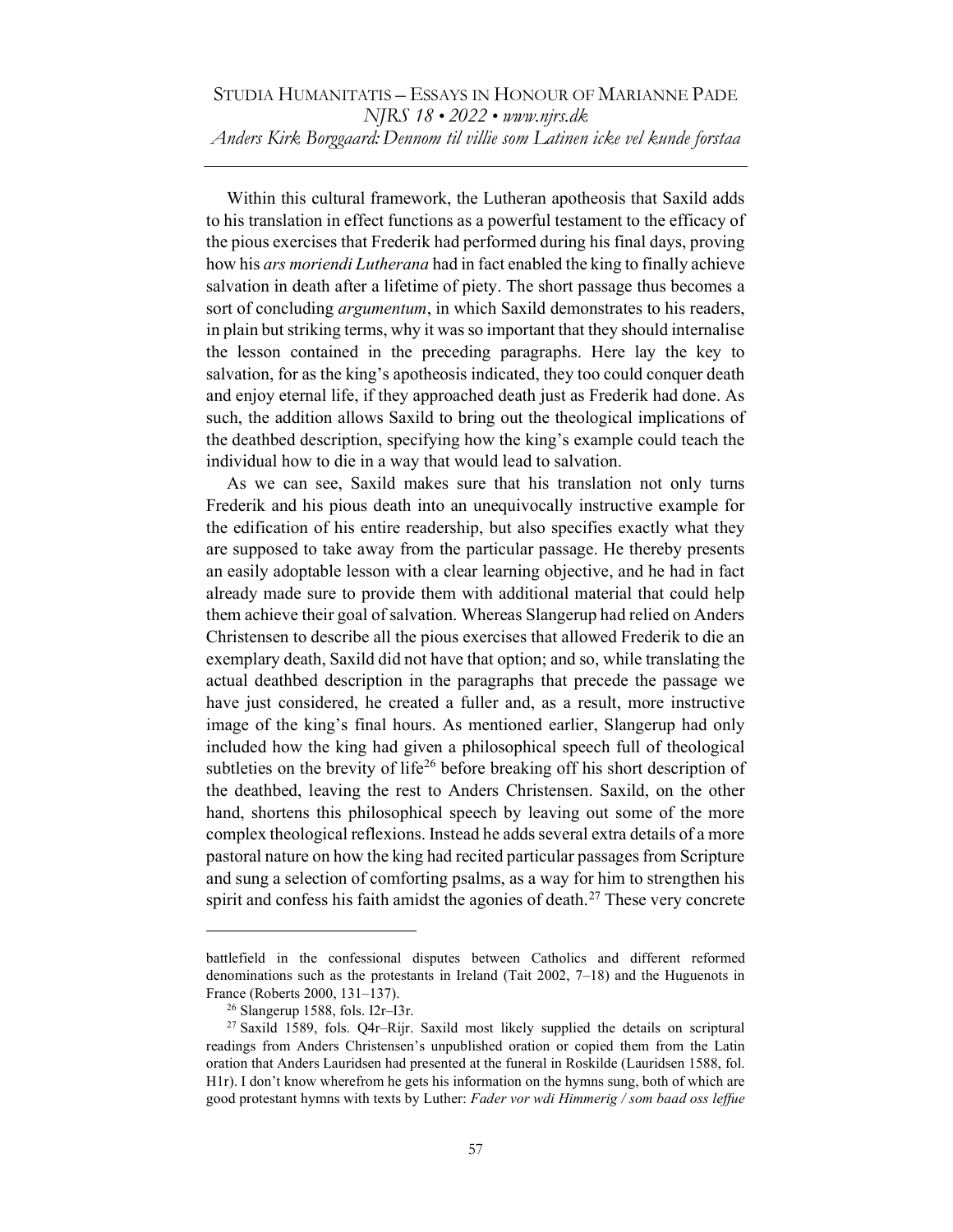Within this cultural framework, the Lutheran apotheosis that Saxild adds to his translation in effect functions as a powerful testament to the efficacy of the pious exercises that Frederik had performed during his final days, proving how his *ars moriendi Lutherana* had in fact enabled the king to finally achieve salvation in death after a lifetime of piety. The short passage thus becomes a sort of concluding *argumentum*, in which Saxild demonstrates to his readers, in plain but striking terms, why it was so important that they should internalise the lesson contained in the preceding paragraphs. Here lay the key to salvation, for as the king's apotheosis indicated, they too could conquer death and enjoy eternal life, if they approached death just as Frederik had done. As such, the addition allows Saxild to bring out the theological implications of the deathbed description, specifying how the king's example could teach the individual how to die in a way that would lead to salvation.

As we can see, Saxild makes sure that his translation not only turns Frederik and his pious death into an unequivocally instructive example for the edification of his entire readership, but also specifies exactly what they are supposed to take away from the particular passage. He thereby presents an easily adoptable lesson with a clear learning objective, and he had in fact already made sure to provide them with additional material that could help them achieve their goal of salvation. Whereas Slangerup had relied on Anders Christensen to describe all the pious exercises that allowed Frederik to die an exemplary death, Saxild did not have that option; and so, while translating the actual deathbed description in the paragraphs that precede the passage we have just considered, he created a fuller and, as a result, more instructive image of the king's final hours. As mentioned earlier, Slangerup had only included how the king had given a philosophical speech full of theological subtleties on the brevity of life[26] before breaking off his short description of the deathbed, leaving the rest to Anders Christensen. Saxild, on the other hand, shortens this philosophical speech by leaving out some of the more complex theological reflexions. Instead he adds several extra details of a more pastoral nature on how the king had recited particular passages from Scripture and sung a selection of comforting psalms, as a way for him to strengthen his spirit and confess his faith amidst the agonies of death.[27] These very concrete

---

battlefield in the confessional disputes between Catholics and different reformed denominations such as the protestants in Ireland (Tait 2002, 7–18) and the Huguenots in France (Roberts 2000, 131–137).

[26] Slangerup 1588, fols. I2r–I3r.

[27] Saxild 1589, fols. Q4r–Rijr. Saxild most likely supplied the details on scriptural readings from Anders Christensen's unpublished oration or copied them from the Latin oration that Anders Lauridsen had presented at the funeral in Roskilde (Lauridsen 1588, fol. H1r). I don't know wherefrom he gets his information on the hymns sung, both of which are good protestant hymns with texts by Luther: *Fader vor wdi Himmerig / som baad oss leffue*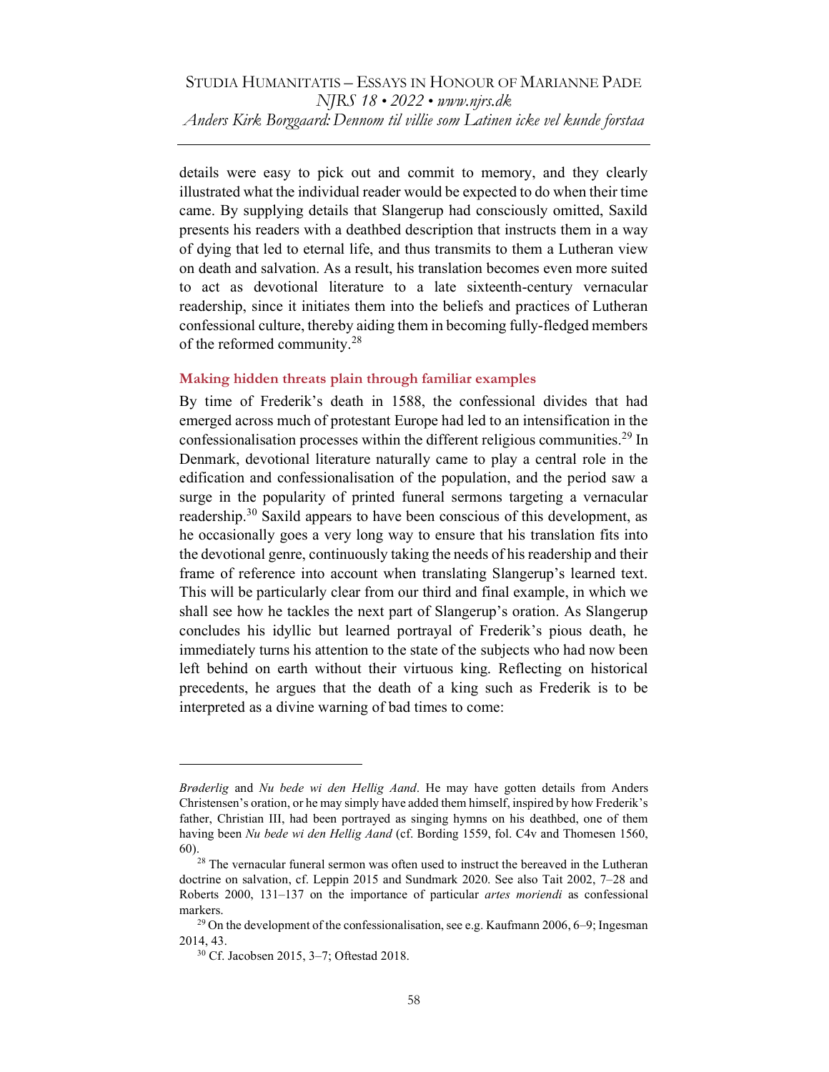details were easy to pick out and commit to memory, and they clearly illustrated what the individual reader would be expected to do when their time came. By supplying details that Slangerup had consciously omitted, Saxild presents his readers with a deathbed description that instructs them in a way of dying that led to eternal life, and thus transmits to them a Lutheran view on death and salvation. As a result, his translation becomes even more suited to act as devotional literature to a late sixteenth-century vernacular readership, since it initiates them into the beliefs and practices of Lutheran confessional culture, thereby aiding them in becoming fully-fledged members of the reformed community.[28]

### Making hidden threats plain through familiar examples

By time of Frederik's death in 1588, the confessional divides that had emerged across much of protestant Europe had led to an intensification in the confessionalisation processes within the different religious communities.[29] In Denmark, devotional literature naturally came to play a central role in the edification and confessionalisation of the population, and the period saw a surge in the popularity of printed funeral sermons targeting a vernacular readership.[30] Saxild appears to have been conscious of this development, as he occasionally goes a very long way to ensure that his translation fits into the devotional genre, continuously taking the needs of his readership and their frame of reference into account when translating Slangerup's learned text. This will be particularly clear from our third and final example, in which we shall see how he tackles the next part of Slangerup's oration. As Slangerup concludes his idyllic but learned portrayal of Frederik's pious death, he immediately turns his attention to the state of the subjects who had now been left behind on earth without their virtuous king. Reflecting on historical precedents, he argues that the death of a king such as Frederik is to be interpreted as a divine warning of bad times to come:

---

*Brøderlig* and *Nu bede wi den Hellig Aand*. He may have gotten details from Anders Christensen's oration, or he may simply have added them himself, inspired by how Frederik's father, Christian III, had been portrayed as singing hymns on his deathbed, one of them having been *Nu bede wi den Hellig Aand* (cf. Bording 1559, fol. C4v and Thomesen 1560, 60).

[28] The vernacular funeral sermon was often used to instruct the bereaved in the Lutheran doctrine on salvation, cf. Leppin 2015 and Sundmark 2020. See also Tait 2002, 7–28 and Roberts 2000, 131–137 on the importance of particular *artes moriendi* as confessional markers.

[29] On the development of the confessionalisation, see e.g. Kaufmann 2006, 6–9; Ingesman 2014, 43.

[30] Cf. Jacobsen 2015, 3–7; Oftestad 2018.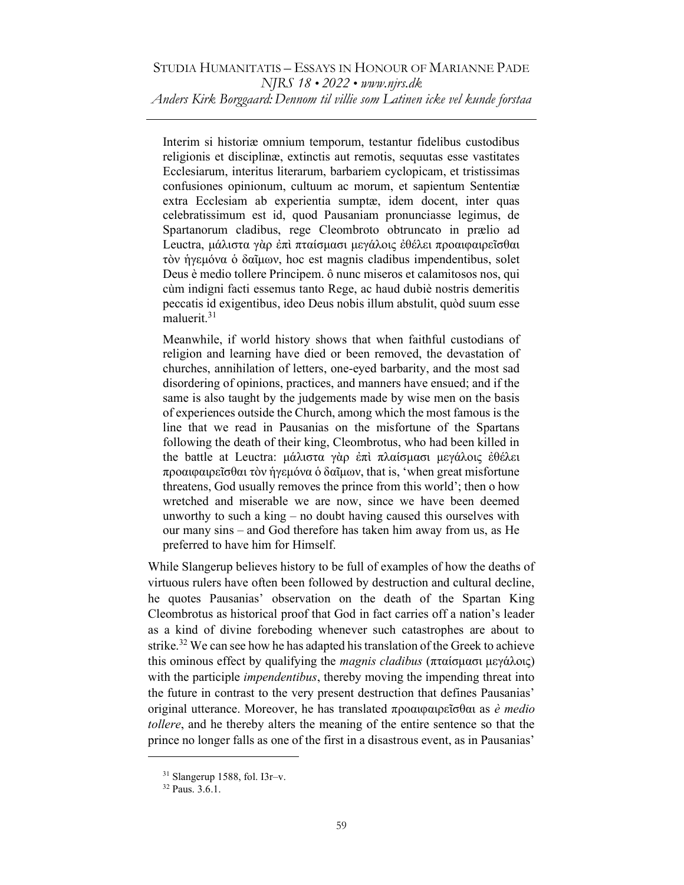> Interim si historiæ omnium temporum, testantur fidelibus custodibus religionis et disciplinæ, extinctis aut remotis, sequutas esse vastitates Ecclesiarum, interitus literarum, barbariem cyclopicam, et tristissimas confusiones opinionum, cultuum ac morum, et sapientum Sententiæ extra Ecclesiam ab experientia sumptæ, idem docent, inter quas celebratissimum est id, quod Pausaniam pronunciasse legimus, de Spartanorum cladibus, rege Cleombroto obtruncato in prælio ad Leuctra, μάλιστα γὰρ ἐπὶ πταίσμασι μεγάλοις ἐθέλει προαιφαιρεῖσθαι τὸν ἡγεμόνα ὁ δαῖμων, hoc est magnis cladibus impendentibus, solet Deus è medio tollere Principem. ô nunc miseros et calamitosos nos, qui cùm indigni facti essemus tanto Rege, ac haud dubiè nostris demeritis peccatis id exigentibus, ideo Deus nobis illum abstulit, quòd suum esse maluerit.[31]

> Meanwhile, if world history shows that when faithful custodians of religion and learning have died or been removed, the devastation of churches, annihilation of letters, one-eyed barbarity, and the most sad disordering of opinions, practices, and manners have ensued; and if the same is also taught by the judgements made by wise men on the basis of experiences outside the Church, among which the most famous is the line that we read in Pausanias on the misfortune of the Spartans following the death of their king, Cleombrotus, who had been killed in the battle at Leuctra: μάλιστα γὰρ ἐπὶ πλαίσμασι μεγάλοις ἐθέλει προαιφαιρεῖσθαι τὸν ἡγεμόνα ὁ δαῖμων, that is, 'when great misfortune threatens, God usually removes the prince from this world'; then o how wretched and miserable we are now, since we have been deemed unworthy to such a king – no doubt having caused this ourselves with our many sins – and God therefore has taken him away from us, as He preferred to have him for Himself.

While Slangerup believes history to be full of examples of how the deaths of virtuous rulers have often been followed by destruction and cultural decline, he quotes Pausanias' observation on the death of the Spartan King Cleombrotus as historical proof that God in fact carries off a nation's leader as a kind of divine foreboding whenever such catastrophes are about to strike.[32] We can see how he has adapted his translation of the Greek to achieve this ominous effect by qualifying the *magnis cladibus* (πταίσμασι μεγάλοις) with the participle *impendentibus*, thereby moving the impending threat into the future in contrast to the very present destruction that defines Pausanias' original utterance. Moreover, he has translated προαιφαιρεῖσθαι as *è medio tollere*, and he thereby alters the meaning of the entire sentence so that the prince no longer falls as one of the first in a disastrous event, as in Pausanias'

---

[31] Slangerup 1588, fol. I3r–v.

[32] Paus. 3.6.1.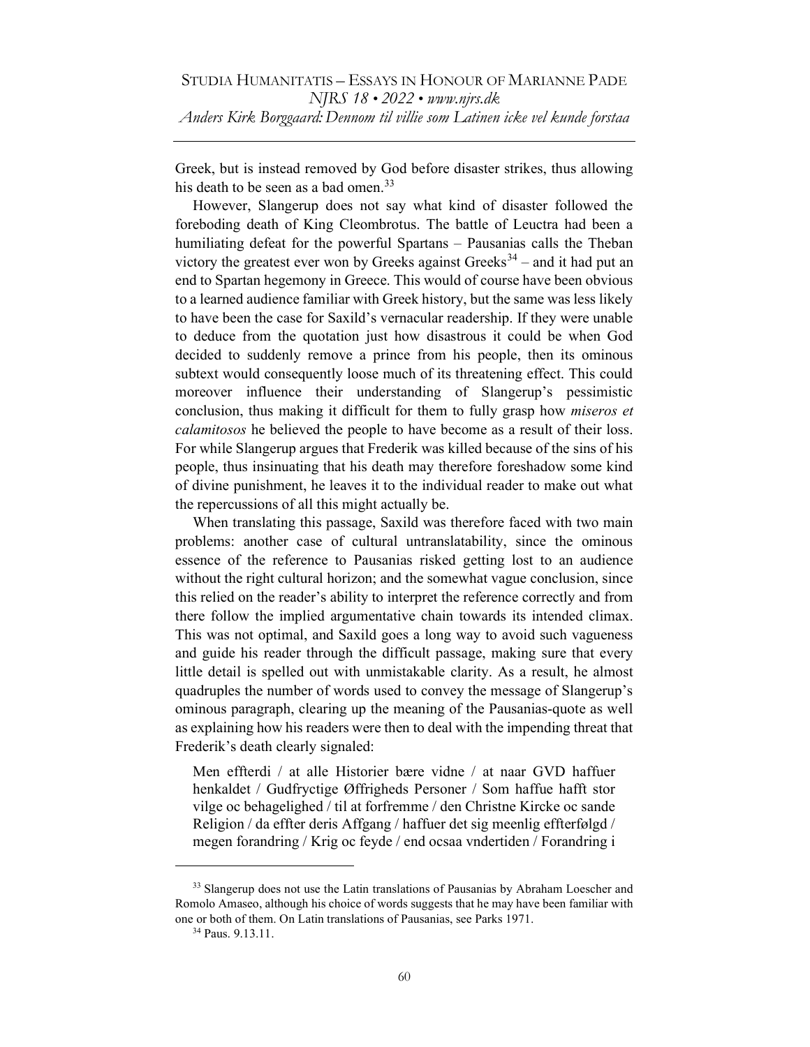Greek, but is instead removed by God before disaster strikes, thus allowing his death to be seen as a bad omen.[33]

However, Slangerup does not say what kind of disaster followed the foreboding death of King Cleombrotus. The battle of Leuctra had been a humiliating defeat for the powerful Spartans – Pausanias calls the Theban victory the greatest ever won by Greeks against Greeks[34] – and it had put an end to Spartan hegemony in Greece. This would of course have been obvious to a learned audience familiar with Greek history, but the same was less likely to have been the case for Saxild's vernacular readership. If they were unable to deduce from the quotation just how disastrous it could be when God decided to suddenly remove a prince from his people, then its ominous subtext would consequently loose much of its threatening effect. This could moreover influence their understanding of Slangerup's pessimistic conclusion, thus making it difficult for them to fully grasp how *miseros et calamitosos* he believed the people to have become as a result of their loss. For while Slangerup argues that Frederik was killed because of the sins of his people, thus insinuating that his death may therefore foreshadow some kind of divine punishment, he leaves it to the individual reader to make out what the repercussions of all this might actually be.

When translating this passage, Saxild was therefore faced with two main problems: another case of cultural untranslatability, since the ominous essence of the reference to Pausanias risked getting lost to an audience without the right cultural horizon; and the somewhat vague conclusion, since this relied on the reader's ability to interpret the reference correctly and from there follow the implied argumentative chain towards its intended climax. This was not optimal, and Saxild goes a long way to avoid such vagueness and guide his reader through the difficult passage, making sure that every little detail is spelled out with unmistakable clarity. As a result, he almost quadruples the number of words used to convey the message of Slangerup's ominous paragraph, clearing up the meaning of the Pausanias-quote as well as explaining how his readers were then to deal with the impending threat that Frederik's death clearly signaled:

> Men effterdi / at alle Historier bære vidne / at naar GVD haffuer henkaldet / Gudfryctige Øffrigheds Personer / Som haffue hafft stor vilge oc behagelighed / til at forfremme / den Christne Kircke oc sande Religion / da effter deris Affgang / haffuer det sig meenlig effterfølgd / megen forandring / Krig oc feyde / end ocsaa vndertiden / Forandring i

---

[33] Slangerup does not use the Latin translations of Pausanias by Abraham Loescher and Romolo Amaseo, although his choice of words suggests that he may have been familiar with one or both of them. On Latin translations of Pausanias, see Parks 1971.

[34] Paus. 9.13.11.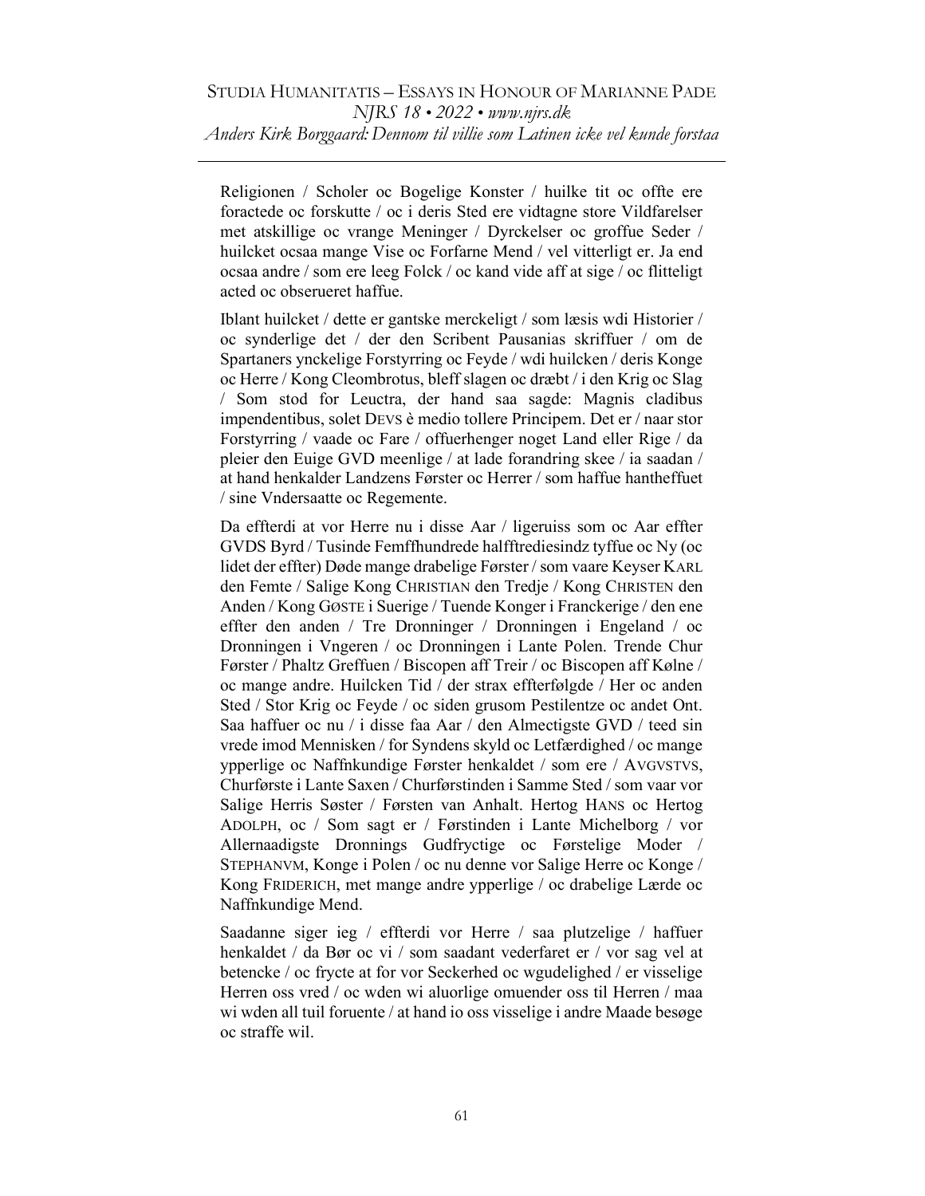Religionen / Scholer oc Bogelige Konster / huilke tit oc offte ere foractede oc forskutte / oc i deris Sted ere vidtagne store Vildfarelser met atskillige oc vrange Meninger / Dyrckelser oc groffue Seder / huilcket ocsaa mange Vise oc Forfarne Mend / vel vitterligt er. Ja end ocsaa andre / som ere leeg Folck / oc kand vide aff at sige / oc flitteligt acted oc obserueret haffue.

Iblant huilcket / dette er gantske merckeligt / som læsis wdi Historier / oc synderlige det / der den Scribent Pausanias skriffuer / om de Spartaners ynckelige Forstyrring oc Feyde / wdi huilcken / deris Konge oc Herre / Kong Cleombrotus, bleff slagen oc dræbt / i den Krig oc Slag / Som stod for Leuctra, der hand saa sagde: Magnis cladibus impendentibus, solet DEVS è medio tollere Principem. Det er / naar stor Forstyrring / vaade oc Fare / offuerhenger noget Land eller Rige / da pleier den Euige GVD meenlige / at lade forandring skee / ia saadan / at hand henkalder Landzens Førster oc Herrer / som haffue hantheffuet / sine Vndersaatte oc Regemente.

Da effterdi at vor Herre nu i disse Aar / ligeruiss som oc Aar effter GVDS Byrd / Tusinde Femffhundrede halfftrediesindz tyffue oc Ny (oc lidet der effter) Døde mange drabelige Førster / som vaare Keyser KARL den Femte / Salige Kong CHRISTIAN den Tredje / Kong CHRISTEN den Anden / Kong GØSTE i Suerige / Tuende Konger i Franckerige / den ene effter den anden / Tre Dronninger / Dronningen i Engeland / oc Dronningen i Vngeren / oc Dronningen i Lante Polen. Trende Chur Førster / Phaltz Greffuen / Biscopen aff Treir / oc Biscopen aff Kølne / oc mange andre. Huilcken Tid / der strax effterfølgde / Her oc anden Sted / Stor Krig oc Feyde / oc siden grusom Pestilentze oc andet Ont. Saa haffuer oc nu / i disse faa Aar / den Almectigste GVD / teed sin vrede imod Mennisken / for Syndens skyld oc Letfærdighed / oc mange ypperlige oc Naffnkundige Førster henkaldet / som ere / AVGVSTVS, Churførste i Lante Saxen / Churførstinden i Samme Sted / som vaar vor Salige Herris Søster / Førsten van Anhalt. Hertog HANS oc Hertog ADOLPH, oc / Som sagt er / Førstinden i Lante Michelborg / vor Allernaadigste Dronnings Gudfryctige oc Førstelige Moder / STEPHANVM, Konge i Polen / oc nu denne vor Salige Herre oc Konge / Kong FRIDERICH, met mange andre ypperlige / oc drabelige Lærde oc Naffnkundige Mend.

Saadanne siger ieg / effterdi vor Herre / saa plutzelige / haffuer henkaldet / da Bør oc vi / som saadant vederfaret er / vor sag vel at betencke / oc frycte at for vor Seckerhed oc wgudelighed / er visselige Herren oss vred / oc wden wi aluorlige omuender oss til Herren / maa wi wden all tuil foruente / at hand io oss visselige i andre Maade besøge oc straffe wil.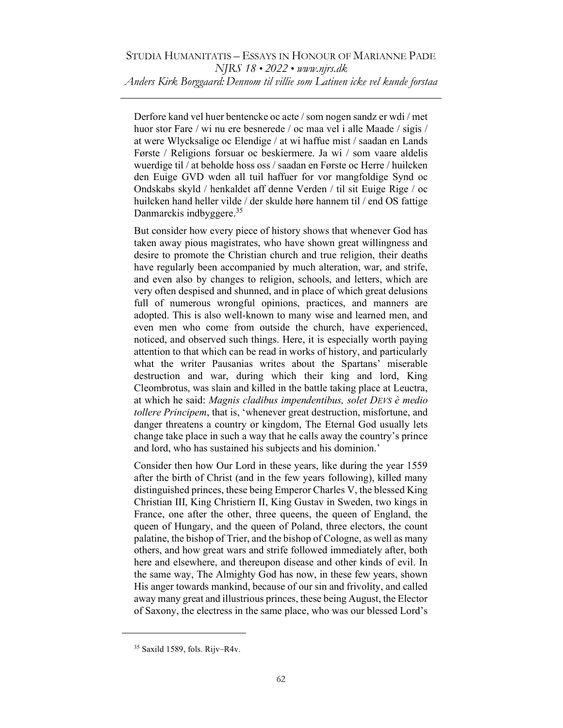Derfore kand vel huer bentencke oc acte / som nogen sandz er wdi / met huor stor Fare / wi nu ere besnerede / oc maa vel i alle Maade / sigis / at were Wlycksalige oc Elendige / at wi haffue mist / saadan en Lands Første / Religions forsuar oc beskiermere. Ja wi / som vaare aldelis wuerdige til / at beholde hoss oss / saadan en Første oc Herre / huilcken den Euige GVD wden all tuil haffuer for vor mangfoldige Synd oc Ondskabs skyld / henkaldet aff denne Verden / til sit Euige Rige / oc huilcken hand heller vilde / der skulde høre hannem til / end OS fattige Danmarckis indbyggere.[35]

But consider how every piece of history shows that whenever God has taken away pious magistrates, who have shown great willingness and desire to promote the Christian church and true religion, their deaths have regularly been accompanied by much alteration, war, and strife, and even also by changes to religion, schools, and letters, which are very often despised and shunned, and in place of which great delusions full of numerous wrongful opinions, practices, and manners are adopted. This is also well-known to many wise and learned men, and even men who come from outside the church, have experienced, noticed, and observed such things. Here, it is especially worth paying attention to that which can be read in works of history, and particularly what the writer Pausanias writes about the Spartans' miserable destruction and war, during which their king and lord, King Cleombrotus, was slain and killed in the battle taking place at Leuctra, at which he said: *Magnis cladibus impendentibus, solet DEVS è medio tollere Principem*, that is, 'whenever great destruction, misfortune, and danger threatens a country or kingdom, The Eternal God usually lets change take place in such a way that he calls away the country's prince and lord, who has sustained his subjects and his dominion.'

Consider then how Our Lord in these years, like during the year 1559 after the birth of Christ (and in the few years following), killed many distinguished princes, these being Emperor Charles V, the blessed King Christian III, King Christiern II, King Gustav in Sweden, two kings in France, one after the other, three queens, the queen of England, the queen of Hungary, and the queen of Poland, three electors, the count palatine, the bishop of Trier, and the bishop of Cologne, as well as many others, and how great wars and strife followed immediately after, both here and elsewhere, and thereupon disease and other kinds of evil. In the same way, The Almighty God has now, in these few years, shown His anger towards mankind, because of our sin and frivolity, and called away many great and illustrious princes, these being August, the Elector of Saxony, the electress in the same place, who was our blessed Lord's

[35] Saxild 1589, fols. Rijv–R4v.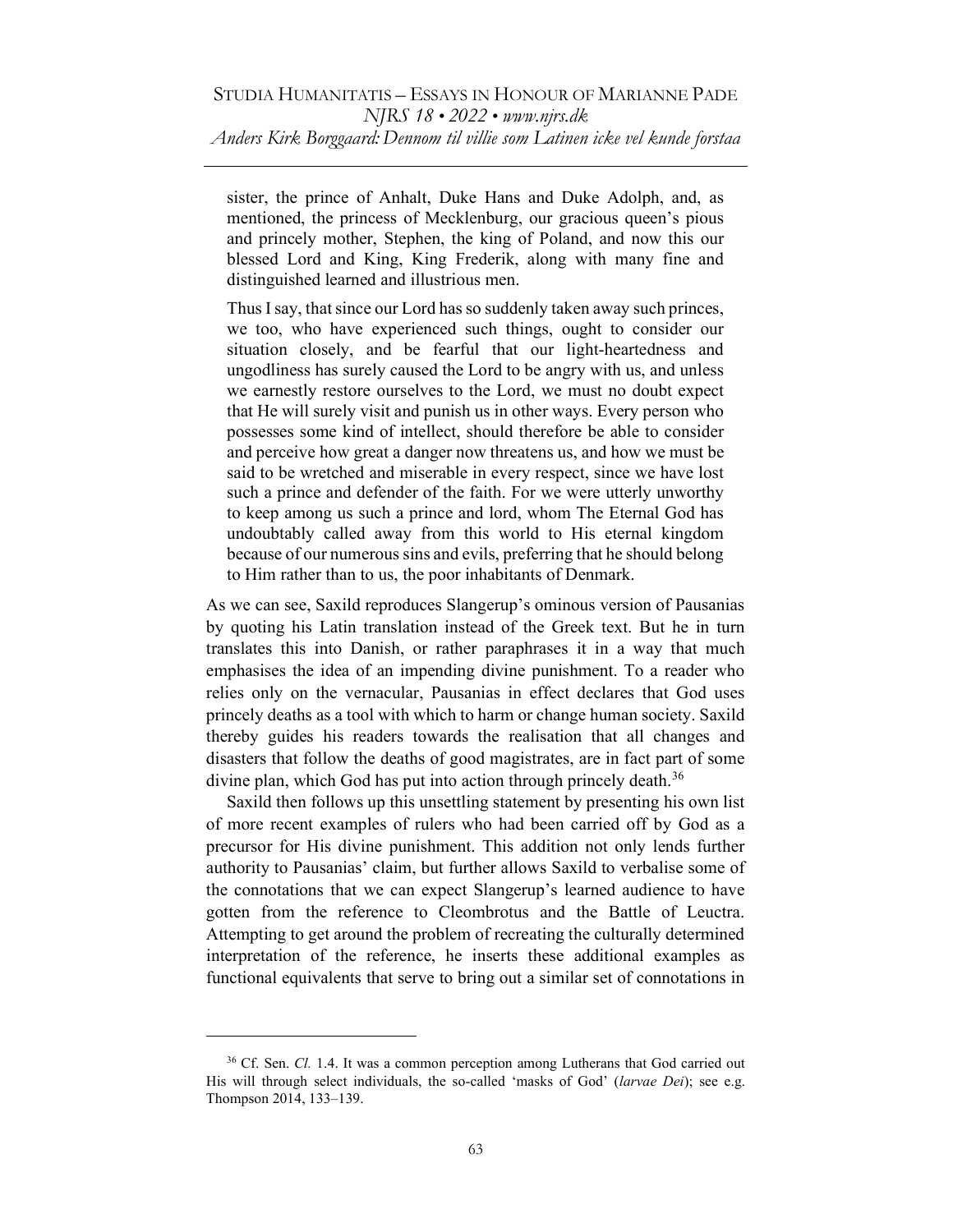> sister, the prince of Anhalt, Duke Hans and Duke Adolph, and, as mentioned, the princess of Mecklenburg, our gracious queen's pious and princely mother, Stephen, the king of Poland, and now this our blessed Lord and King, King Frederik, along with many fine and distinguished learned and illustrious men.
>
> Thus I say, that since our Lord has so suddenly taken away such princes, we too, who have experienced such things, ought to consider our situation closely, and be fearful that our light-heartedness and ungodliness has surely caused the Lord to be angry with us, and unless we earnestly restore ourselves to the Lord, we must no doubt expect that He will surely visit and punish us in other ways. Every person who possesses some kind of intellect, should therefore be able to consider and perceive how great a danger now threatens us, and how we must be said to be wretched and miserable in every respect, since we have lost such a prince and defender of the faith. For we were utterly unworthy to keep among us such a prince and lord, whom The Eternal God has undoubtably called away from this world to His eternal kingdom because of our numerous sins and evils, preferring that he should belong to Him rather than to us, the poor inhabitants of Denmark.

As we can see, Saxild reproduces Slangerup's ominous version of Pausanias by quoting his Latin translation instead of the Greek text. But he in turn translates this into Danish, or rather paraphrases it in a way that much emphasises the idea of an impending divine punishment. To a reader who relies only on the vernacular, Pausanias in effect declares that God uses princely deaths as a tool with which to harm or change human society. Saxild thereby guides his readers towards the realisation that all changes and disasters that follow the deaths of good magistrates, are in fact part of some divine plan, which God has put into action through princely death.[36]

Saxild then follows up this unsettling statement by presenting his own list of more recent examples of rulers who had been carried off by God as a precursor for His divine punishment. This addition not only lends further authority to Pausanias' claim, but further allows Saxild to verbalise some of the connotations that we can expect Slangerup's learned audience to have gotten from the reference to Cleombrotus and the Battle of Leuctra. Attempting to get around the problem of recreating the culturally determined interpretation of the reference, he inserts these additional examples as functional equivalents that serve to bring out a similar set of connotations in

---

[36] Cf. Sen. *Cl.* 1.4. It was a common perception among Lutherans that God carried out His will through select individuals, the so-called 'masks of God' (*larvae Dei*); see e.g. Thompson 2014, 133–139.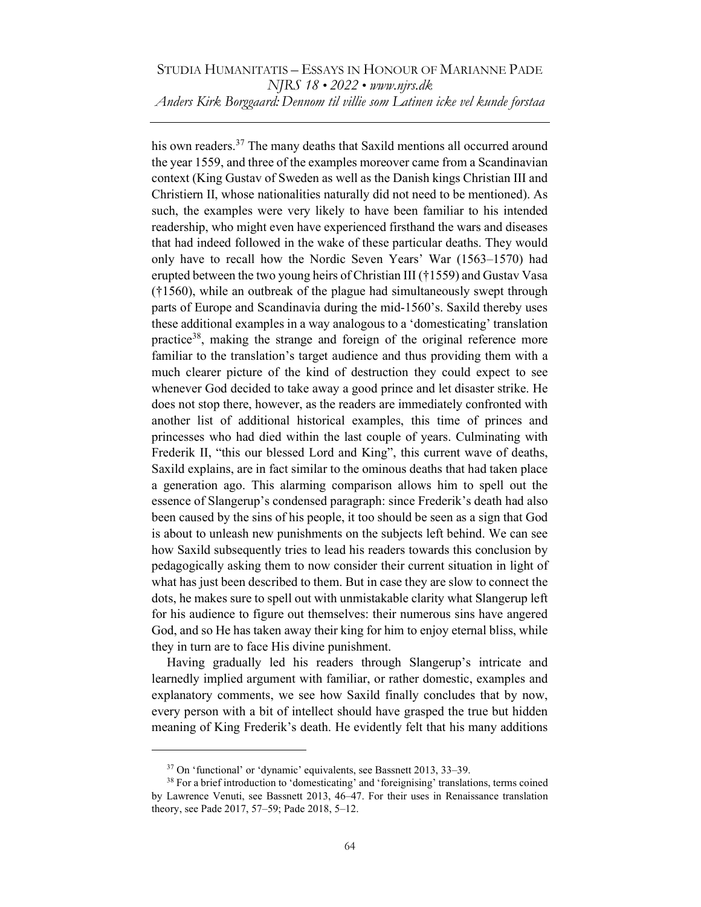his own readers.[37] The many deaths that Saxild mentions all occurred around the year 1559, and three of the examples moreover came from a Scandinavian context (King Gustav of Sweden as well as the Danish kings Christian III and Christiern II, whose nationalities naturally did not need to be mentioned). As such, the examples were very likely to have been familiar to his intended readership, who might even have experienced firsthand the wars and diseases that had indeed followed in the wake of these particular deaths. They would only have to recall how the Nordic Seven Years' War (1563–1570) had erupted between the two young heirs of Christian III (†1559) and Gustav Vasa (†1560), while an outbreak of the plague had simultaneously swept through parts of Europe and Scandinavia during the mid-1560's. Saxild thereby uses these additional examples in a way analogous to a 'domesticating' translation practice[38], making the strange and foreign of the original reference more familiar to the translation's target audience and thus providing them with a much clearer picture of the kind of destruction they could expect to see whenever God decided to take away a good prince and let disaster strike. He does not stop there, however, as the readers are immediately confronted with another list of additional historical examples, this time of princes and princesses who had died within the last couple of years. Culminating with Frederik II, "this our blessed Lord and King", this current wave of deaths, Saxild explains, are in fact similar to the ominous deaths that had taken place a generation ago. This alarming comparison allows him to spell out the essence of Slangerup's condensed paragraph: since Frederik's death had also been caused by the sins of his people, it too should be seen as a sign that God is about to unleash new punishments on the subjects left behind. We can see how Saxild subsequently tries to lead his readers towards this conclusion by pedagogically asking them to now consider their current situation in light of what has just been described to them. But in case they are slow to connect the dots, he makes sure to spell out with unmistakable clarity what Slangerup left for his audience to figure out themselves: their numerous sins have angered God, and so He has taken away their king for him to enjoy eternal bliss, while they in turn are to face His divine punishment.

Having gradually led his readers through Slangerup's intricate and learnedly implied argument with familiar, or rather domestic, examples and explanatory comments, we see how Saxild finally concludes that by now, every person with a bit of intellect should have grasped the true but hidden meaning of King Frederik's death. He evidently felt that his many additions

[37] On 'functional' or 'dynamic' equivalents, see Bassnett 2013, 33–39.

[38] For a brief introduction to 'domesticating' and 'foreignising' translations, terms coined by Lawrence Venuti, see Bassnett 2013, 46–47. For their uses in Renaissance translation theory, see Pade 2017, 57–59; Pade 2018, 5–12.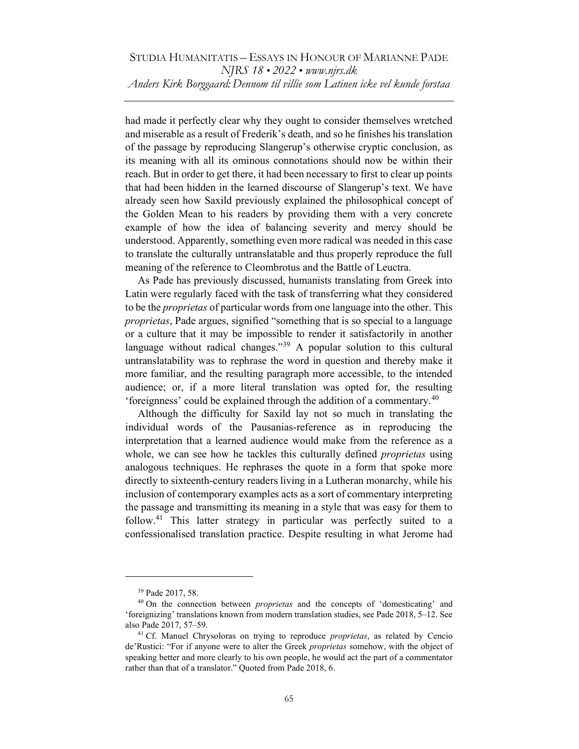had made it perfectly clear why they ought to consider themselves wretched and miserable as a result of Frederik's death, and so he finishes his translation of the passage by reproducing Slangerup's otherwise cryptic conclusion, as its meaning with all its ominous connotations should now be within their reach. But in order to get there, it had been necessary to first to clear up points that had been hidden in the learned discourse of Slangerup's text. We have already seen how Saxild previously explained the philosophical concept of the Golden Mean to his readers by providing them with a very concrete example of how the idea of balancing severity and mercy should be understood. Apparently, something even more radical was needed in this case to translate the culturally untranslatable and thus properly reproduce the full meaning of the reference to Cleombrotus and the Battle of Leuctra.

As Pade has previously discussed, humanists translating from Greek into Latin were regularly faced with the task of transferring what they considered to be the *proprietas* of particular words from one language into the other. This *proprietas*, Pade argues, signified "something that is so special to a language or a culture that it may be impossible to render it satisfactorily in another language without radical changes."[39] A popular solution to this cultural untranslatability was to rephrase the word in question and thereby make it more familiar, and the resulting paragraph more accessible, to the intended audience; or, if a more literal translation was opted for, the resulting 'foreignness' could be explained through the addition of a commentary.[40]

Although the difficulty for Saxild lay not so much in translating the individual words of the Pausanias-reference as in reproducing the interpretation that a learned audience would make from the reference as a whole, we can see how he tackles this culturally defined *proprietas* using analogous techniques. He rephrases the quote in a form that spoke more directly to sixteenth-century readers living in a Lutheran monarchy, while his inclusion of contemporary examples acts as a sort of commentary interpreting the passage and transmitting its meaning in a style that was easy for them to follow.[41] This latter strategy in particular was perfectly suited to a confessionalised translation practice. Despite resulting in what Jerome had

---

[39] Pade 2017, 58.

[40] On the connection between *proprietas* and the concepts of 'domesticating' and 'foreignizing' translations known from modern translation studies, see Pade 2018, 5–12. See also Pade 2017, 57–59.

[41] Cf. Manuel Chrysoloras on trying to reproduce *proprietas*, as related by Cencio de'Rustici: "For if anyone were to alter the Greek *proprietas* somehow, with the object of speaking better and more clearly to his own people, he would act the part of a commentator rather than that of a translator." Quoted from Pade 2018, 6.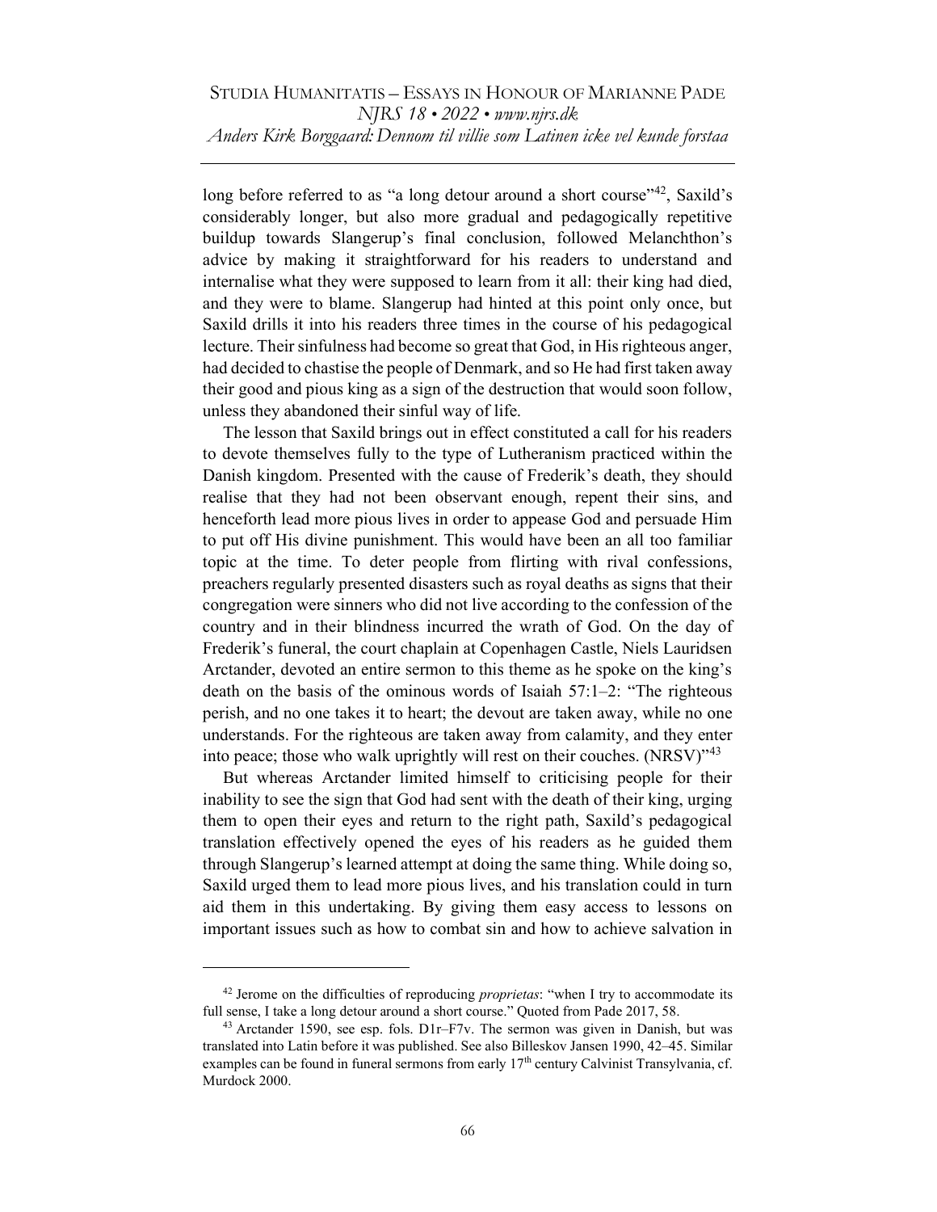long before referred to as "a long detour around a short course"[42], Saxild's considerably longer, but also more gradual and pedagogically repetitive buildup towards Slangerup's final conclusion, followed Melanchthon's advice by making it straightforward for his readers to understand and internalise what they were supposed to learn from it all: their king had died, and they were to blame. Slangerup had hinted at this point only once, but Saxild drills it into his readers three times in the course of his pedagogical lecture. Their sinfulness had become so great that God, in His righteous anger, had decided to chastise the people of Denmark, and so He had first taken away their good and pious king as a sign of the destruction that would soon follow, unless they abandoned their sinful way of life.

The lesson that Saxild brings out in effect constituted a call for his readers to devote themselves fully to the type of Lutheranism practiced within the Danish kingdom. Presented with the cause of Frederik's death, they should realise that they had not been observant enough, repent their sins, and henceforth lead more pious lives in order to appease God and persuade Him to put off His divine punishment. This would have been an all too familiar topic at the time. To deter people from flirting with rival confessions, preachers regularly presented disasters such as royal deaths as signs that their congregation were sinners who did not live according to the confession of the country and in their blindness incurred the wrath of God. On the day of Frederik's funeral, the court chaplain at Copenhagen Castle, Niels Lauridsen Arctander, devoted an entire sermon to this theme as he spoke on the king's death on the basis of the ominous words of Isaiah 57:1–2: "The righteous perish, and no one takes it to heart; the devout are taken away, while no one understands. For the righteous are taken away from calamity, and they enter into peace; those who walk uprightly will rest on their couches. (NRSV)"[43]

But whereas Arctander limited himself to criticising people for their inability to see the sign that God had sent with the death of their king, urging them to open their eyes and return to the right path, Saxild's pedagogical translation effectively opened the eyes of his readers as he guided them through Slangerup's learned attempt at doing the same thing. While doing so, Saxild urged them to lead more pious lives, and his translation could in turn aid them in this undertaking. By giving them easy access to lessons on important issues such as how to combat sin and how to achieve salvation in

---

[42] Jerome on the difficulties of reproducing *proprietas*: "when I try to accommodate its full sense, I take a long detour around a short course." Quoted from Pade 2017, 58.

[43] Arctander 1590, see esp. fols. D1r–F7v. The sermon was given in Danish, but was translated into Latin before it was published. See also Billeskov Jansen 1990, 42–45. Similar examples can be found in funeral sermons from early 17th century Calvinist Transylvania, cf. Murdock 2000.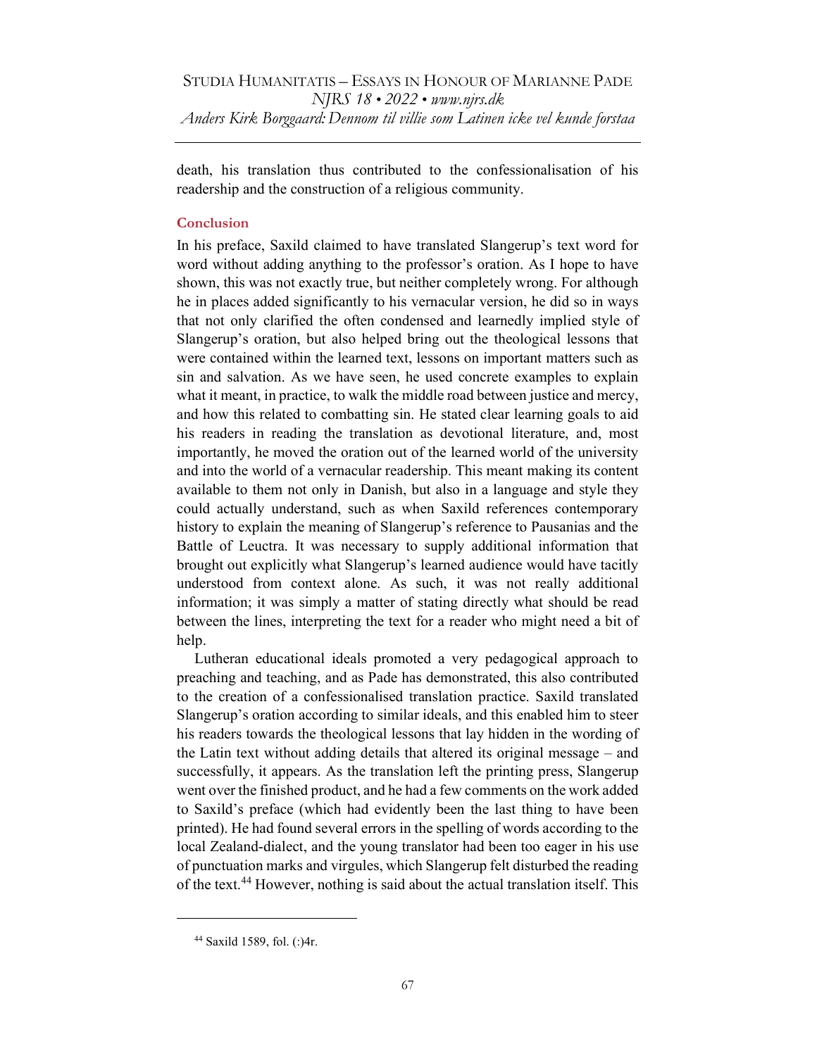death, his translation thus contributed to the confessionalisation of his readership and the construction of a religious community.

## Conclusion

In his preface, Saxild claimed to have translated Slangerup's text word for word without adding anything to the professor's oration. As I hope to have shown, this was not exactly true, but neither completely wrong. For although he in places added significantly to his vernacular version, he did so in ways that not only clarified the often condensed and learnedly implied style of Slangerup's oration, but also helped bring out the theological lessons that were contained within the learned text, lessons on important matters such as sin and salvation. As we have seen, he used concrete examples to explain what it meant, in practice, to walk the middle road between justice and mercy, and how this related to combatting sin. He stated clear learning goals to aid his readers in reading the translation as devotional literature, and, most importantly, he moved the oration out of the learned world of the university and into the world of a vernacular readership. This meant making its content available to them not only in Danish, but also in a language and style they could actually understand, such as when Saxild references contemporary history to explain the meaning of Slangerup's reference to Pausanias and the Battle of Leuctra. It was necessary to supply additional information that brought out explicitly what Slangerup's learned audience would have tacitly understood from context alone. As such, it was not really additional information; it was simply a matter of stating directly what should be read between the lines, interpreting the text for a reader who might need a bit of help.

Lutheran educational ideals promoted a very pedagogical approach to preaching and teaching, and as Pade has demonstrated, this also contributed to the creation of a confessionalised translation practice. Saxild translated Slangerup's oration according to similar ideals, and this enabled him to steer his readers towards the theological lessons that lay hidden in the wording of the Latin text without adding details that altered its original message – and successfully, it appears. As the translation left the printing press, Slangerup went over the finished product, and he had a few comments on the work added to Saxild's preface (which had evidently been the last thing to have been printed). He had found several errors in the spelling of words according to the local Zealand-dialect, and the young translator had been too eager in his use of punctuation marks and virgules, which Slangerup felt disturbed the reading of the text.[44] However, nothing is said about the actual translation itself. This

[44] Saxild 1589, fol. (:)4r.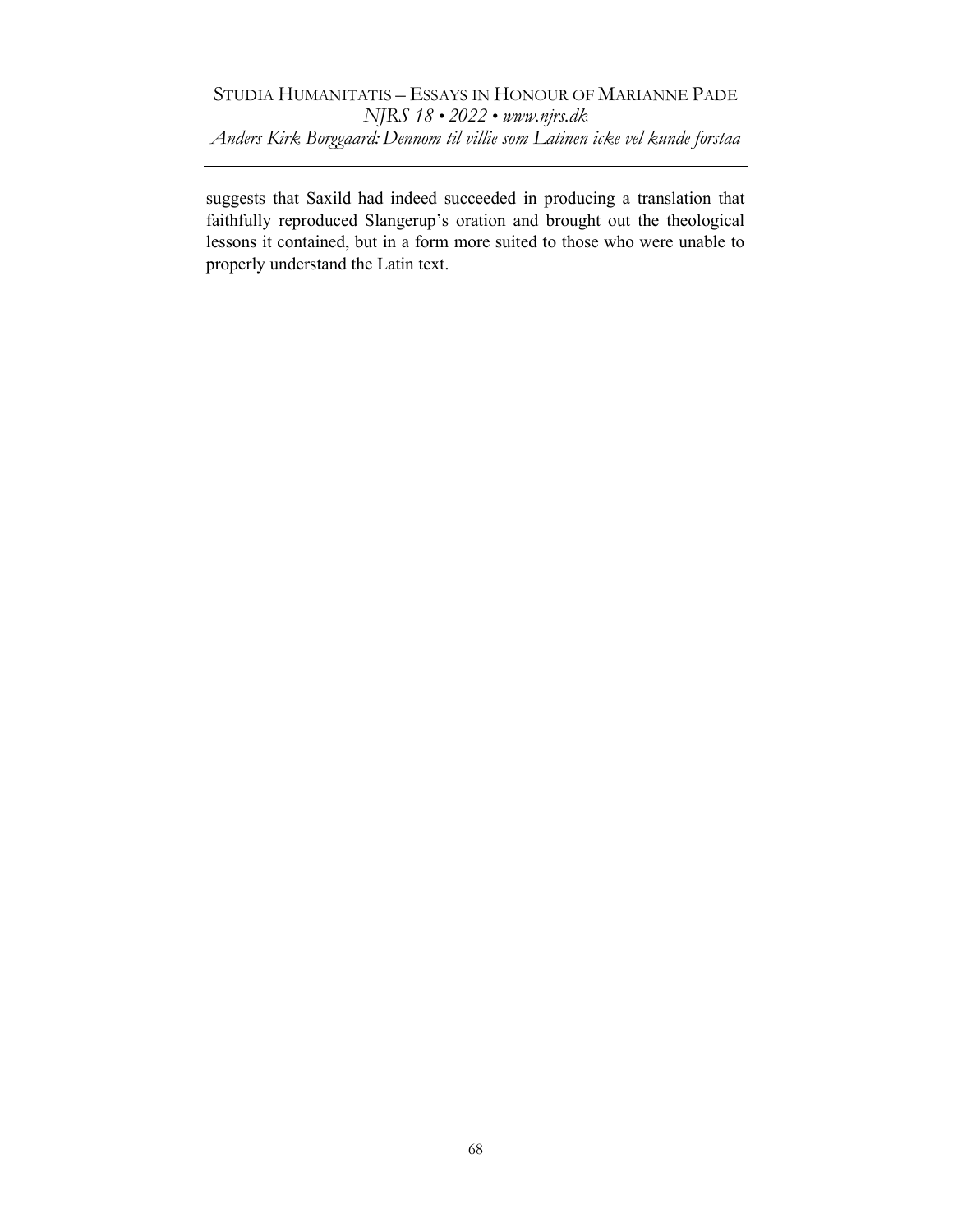suggests that Saxild had indeed succeeded in producing a translation that faithfully reproduced Slangerup's oration and brought out the theological lessons it contained, but in a form more suited to those who were unable to properly understand the Latin text.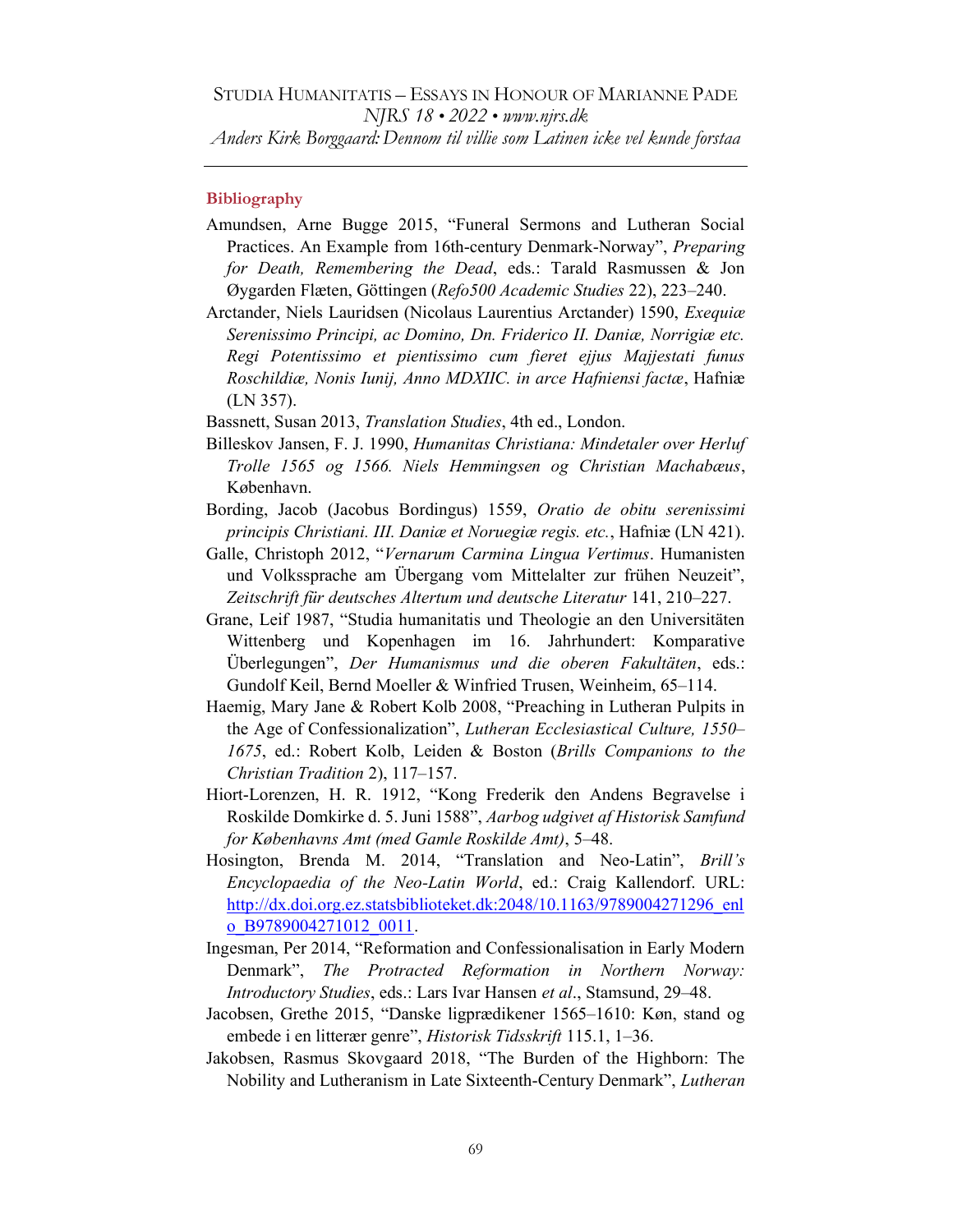## Bibliography

Amundsen, Arne Bugge 2015, "Funeral Sermons and Lutheran Social Practices. An Example from 16th-century Denmark-Norway", *Preparing for Death, Remembering the Dead*, eds.: Tarald Rasmussen & Jon Øygarden Flæten, Göttingen (*Refo500 Academic Studies* 22), 223–240.

Arctander, Niels Lauridsen (Nicolaus Laurentius Arctander) 1590, *Exequiæ Serenissimo Principi, ac Domino, Dn. Friderico II. Daniæ, Norrigiæ etc. Regi Potentissimo et pientissimo cum fieret ejjus Majjestati funus Roschildiæ, Nonis Iunij, Anno MDXIIC. in arce Hafniensi factæ*, Hafniæ (LN 357).

Bassnett, Susan 2013, *Translation Studies*, 4th ed., London.

Billeskov Jansen, F. J. 1990, *Humanitas Christiana: Mindetaler over Herluf Trolle 1565 og 1566. Niels Hemmingsen og Christian Machabæus*, København.

Bording, Jacob (Jacobus Bordingus) 1559, *Oratio de obitu serenissimi principis Christiani. III. Daniæ et Noruegiæ regis. etc.*, Hafniæ (LN 421).

Galle, Christoph 2012, "*Vernarum Carmina Lingua Vertimus*. Humanisten und Volkssprache am Übergang vom Mittelalter zur frühen Neuzeit", *Zeitschrift für deutsches Altertum und deutsche Literatur* 141, 210–227.

Grane, Leif 1987, "Studia humanitatis und Theologie an den Universitäten Wittenberg und Kopenhagen im 16. Jahrhundert: Komparative Überlegungen", *Der Humanismus und die oberen Fakultäten*, eds.: Gundolf Keil, Bernd Moeller & Winfried Trusen, Weinheim, 65–114.

Haemig, Mary Jane & Robert Kolb 2008, "Preaching in Lutheran Pulpits in the Age of Confessionalization", *Lutheran Ecclesiastical Culture, 1550–1675*, ed.: Robert Kolb, Leiden & Boston (*Brills Companions to the Christian Tradition* 2), 117–157.

Hiort-Lorenzen, H. R. 1912, "Kong Frederik den Andens Begravelse i Roskilde Domkirke d. 5. Juni 1588", *Aarbog udgivet af Historisk Samfund for Københavns Amt (med Gamle Roskilde Amt)*, 5–48.

Hosington, Brenda M. 2014, "Translation and Neo-Latin", *Brill's Encyclopaedia of the Neo-Latin World*, ed.: Craig Kallendorf. URL: http://dx.doi.org.ez.statsbiblioteket.dk:2048/10.1163/9789004271296_enlo_B9789004271012_0011.

Ingesman, Per 2014, "Reformation and Confessionalisation in Early Modern Denmark", *The Protracted Reformation in Northern Norway: Introductory Studies*, eds.: Lars Ivar Hansen *et al*., Stamsund, 29–48.

Jacobsen, Grethe 2015, "Danske ligprædikener 1565–1610: Køn, stand og embede i en litterær genre", *Historisk Tidsskrift* 115.1, 1–36.

Jakobsen, Rasmus Skovgaard 2018, "The Burden of the Highborn: The Nobility and Lutheranism in Late Sixteenth-Century Denmark", *Lutheran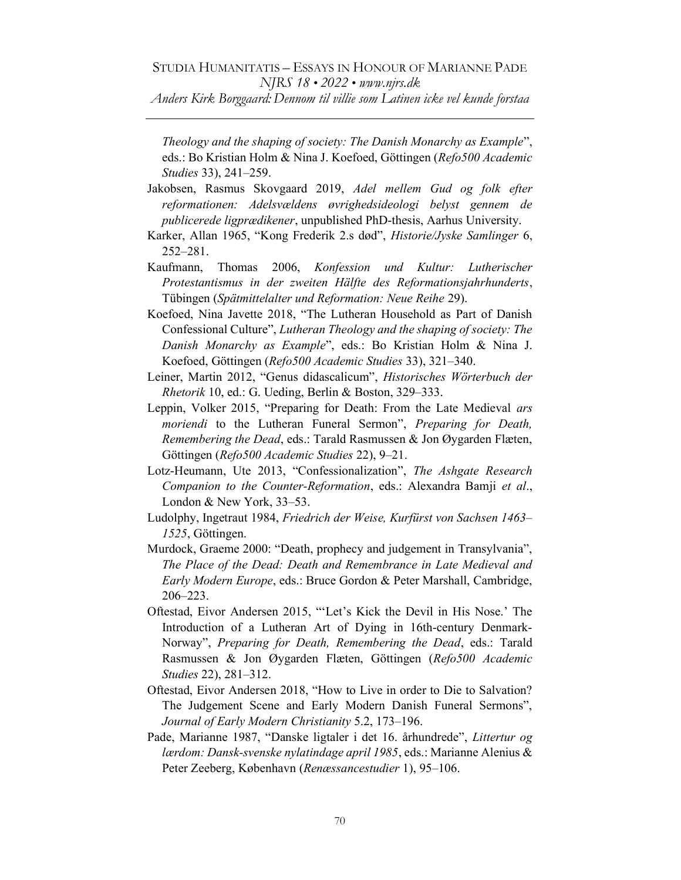*Theology and the shaping of society: The Danish Monarchy as Example*", eds.: Bo Kristian Holm & Nina J. Koefoed, Göttingen (*Refo500 Academic Studies* 33), 241–259.

Jakobsen, Rasmus Skovgaard 2019, *Adel mellem Gud og folk efter reformationen: Adelsvældens øvrighedsideologi belyst gennem de publicerede ligprædikener*, unpublished PhD-thesis, Aarhus University.

Karker, Allan 1965, "Kong Frederik 2.s død", *Historie/Jyske Samlinger* 6, 252–281.

Kaufmann, Thomas 2006, *Konfession und Kultur: Lutherischer Protestantismus in der zweiten Hälfte des Reformationsjahrhunderts*, Tübingen (*Spätmittelalter und Reformation: Neue Reihe* 29).

Koefoed, Nina Javette 2018, "The Lutheran Household as Part of Danish Confessional Culture", *Lutheran Theology and the shaping of society: The Danish Monarchy as Example*", eds.: Bo Kristian Holm & Nina J. Koefoed, Göttingen (*Refo500 Academic Studies* 33), 321–340.

Leiner, Martin 2012, "Genus didascalicum", *Historisches Wörterbuch der Rhetorik* 10, ed.: G. Ueding, Berlin & Boston, 329–333.

Leppin, Volker 2015, "Preparing for Death: From the Late Medieval *ars moriendi* to the Lutheran Funeral Sermon", *Preparing for Death, Remembering the Dead*, eds.: Tarald Rasmussen & Jon Øygarden Flæten, Göttingen (*Refo500 Academic Studies* 22), 9–21.

Lotz-Heumann, Ute 2013, "Confessionalization", *The Ashgate Research Companion to the Counter-Reformation*, eds.: Alexandra Bamji *et al*., London & New York, 33–53.

Ludolphy, Ingetraut 1984, *Friedrich der Weise, Kurfürst von Sachsen 1463–1525*, Göttingen.

Murdock, Graeme 2000: "Death, prophecy and judgement in Transylvania", *The Place of the Dead: Death and Remembrance in Late Medieval and Early Modern Europe*, eds.: Bruce Gordon & Peter Marshall, Cambridge, 206–223.

Oftestad, Eivor Andersen 2015, "'Let's Kick the Devil in His Nose.' The Introduction of a Lutheran Art of Dying in 16th-century Denmark-Norway", *Preparing for Death, Remembering the Dead*, eds.: Tarald Rasmussen & Jon Øygarden Flæten, Göttingen (*Refo500 Academic Studies* 22), 281–312.

Oftestad, Eivor Andersen 2018, "How to Live in order to Die to Salvation? The Judgement Scene and Early Modern Danish Funeral Sermons", *Journal of Early Modern Christianity* 5.2, 173–196.

Pade, Marianne 1987, "Danske ligtaler i det 16. århundrede", *Littertur og lærdom: Dansk-svenske nylatindage april 1985*, eds.: Marianne Alenius & Peter Zeeberg, København (*Renæssancestudier* 1), 95–106.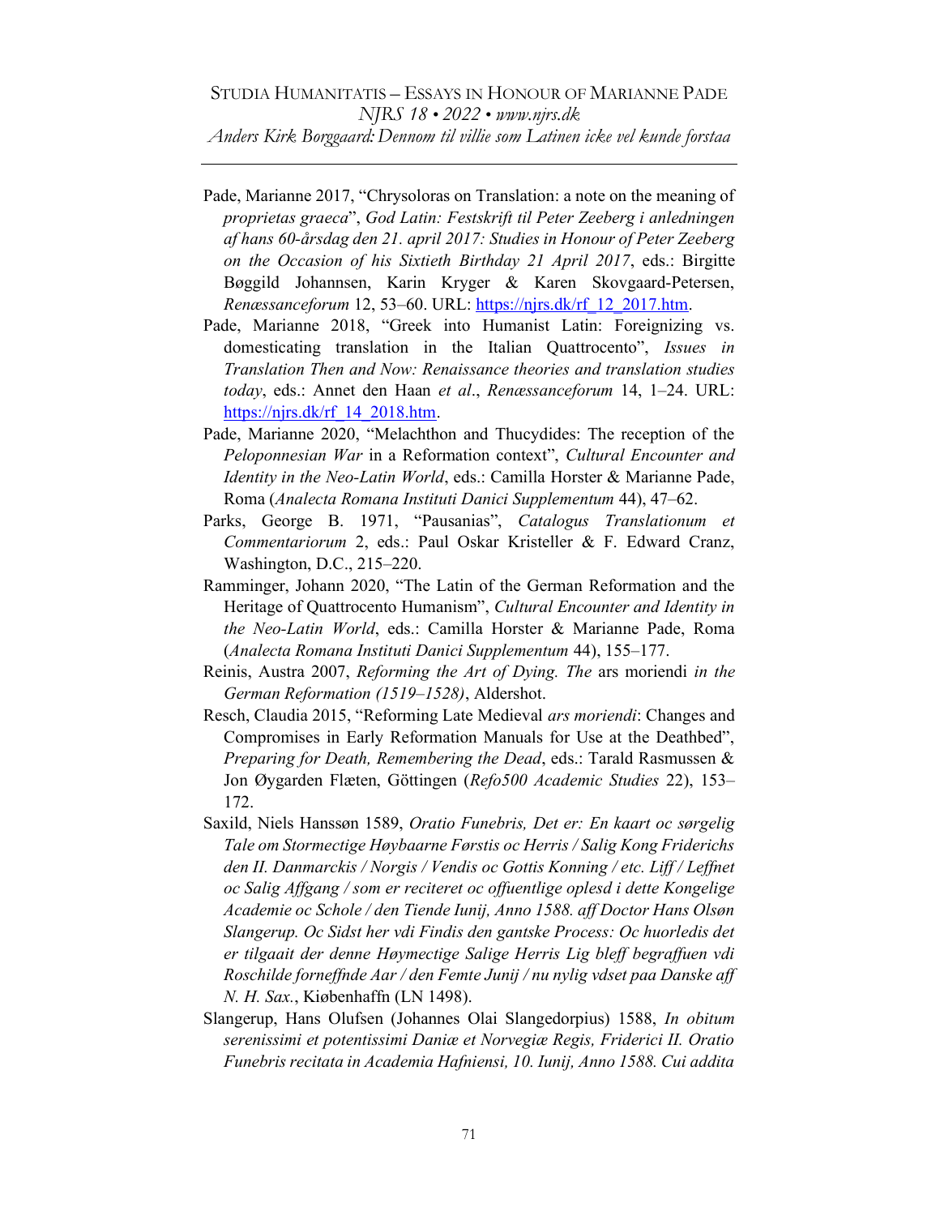Pade, Marianne 2017, "Chrysoloras on Translation: a note on the meaning of *proprietas graeca*", *God Latin: Festskrift til Peter Zeeberg i anledningen af hans 60-årsdag den 21. april 2017: Studies in Honour of Peter Zeeberg on the Occasion of his Sixtieth Birthday 21 April 2017*, eds.: Birgitte Bøggild Johannsen, Karin Kryger & Karen Skovgaard-Petersen, *Renæssanceforum* 12, 53–60. URL: https://njrs.dk/rf_12_2017.htm.

Pade, Marianne 2018, "Greek into Humanist Latin: Foreignizing vs. domesticating translation in the Italian Quattrocento", *Issues in Translation Then and Now: Renaissance theories and translation studies today*, eds.: Annet den Haan *et al*., *Renæssanceforum* 14, 1–24. URL: https://njrs.dk/rf_14_2018.htm.

Pade, Marianne 2020, "Melachthon and Thucydides: The reception of the *Peloponnesian War* in a Reformation context", *Cultural Encounter and Identity in the Neo-Latin World*, eds.: Camilla Horster & Marianne Pade, Roma (*Analecta Romana Instituti Danici Supplementum* 44), 47–62.

Parks, George B. 1971, "Pausanias", *Catalogus Translationum et Commentariorum* 2, eds.: Paul Oskar Kristeller & F. Edward Cranz, Washington, D.C., 215–220.

Ramminger, Johann 2020, "The Latin of the German Reformation and the Heritage of Quattrocento Humanism", *Cultural Encounter and Identity in the Neo-Latin World*, eds.: Camilla Horster & Marianne Pade, Roma (*Analecta Romana Instituti Danici Supplementum* 44), 155–177.

Reinis, Austra 2007, *Reforming the Art of Dying. The* ars moriendi *in the German Reformation (1519–1528)*, Aldershot.

Resch, Claudia 2015, "Reforming Late Medieval *ars moriendi*: Changes and Compromises in Early Reformation Manuals for Use at the Deathbed", *Preparing for Death, Remembering the Dead*, eds.: Tarald Rasmussen & Jon Øygarden Flæten, Göttingen (*Refo500 Academic Studies* 22), 153–172.

Saxild, Niels Hanssøn 1589, *Oratio Funebris, Det er: En kaart oc sørgelig Tale om Stormectige Høybaarne Førstis oc Herris / Salig Kong Friderichs den II. Danmarckis / Norgis / Vendis oc Gottis Konning / etc. Liff / Leffnet oc Salig Affgang / som er reciteret oc offuentlige oplesd i dette Kongelige Academie oc Schole / den Tiende Iunij, Anno 1588. aff Doctor Hans Olsøn Slangerup. Oc Sidst her vdi Findis den gantske Process: Oc huorledis det er tilgaait der denne Høymectige Salige Herris Lig bleff begraffuen vdi Roschilde forneffnde Aar / den Femte Junij / nu nylig vdset paa Danske aff N. H. Sax.*, Kiøbenhaffn (LN 1498).

Slangerup, Hans Olufsen (Johannes Olai Slangedorpius) 1588, *In obitum serenissimi et potentissimi Daniæ et Norvegiæ Regis, Friderici II. Oratio Funebris recitata in Academia Hafniensi, 10. Iunij, Anno 1588. Cui addita*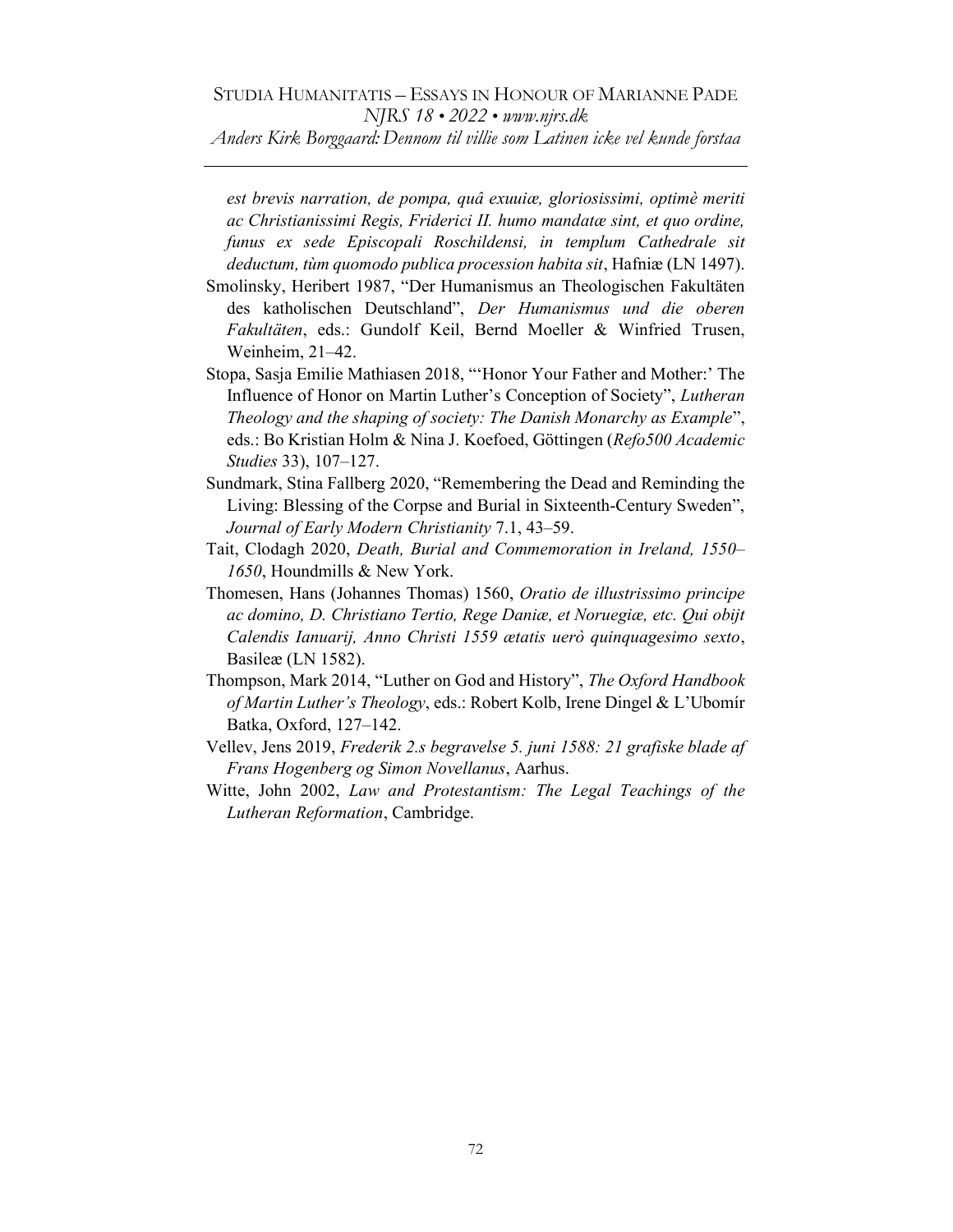*est brevis narration, de pompa, quâ exuuiæ, gloriosissimi, optimè meriti ac Christianissimi Regis, Friderici II. humo mandatæ sint, et quo ordine, funus ex sede Episcopali Roschildensi, in templum Cathedrale sit deductum, tùm quomodo publica procession habita sit*, Hafniæ (LN 1497).

Smolinsky, Heribert 1987, "Der Humanismus an Theologischen Fakultäten des katholischen Deutschland", *Der Humanismus und die oberen Fakultäten*, eds.: Gundolf Keil, Bernd Moeller & Winfried Trusen, Weinheim, 21–42.

Stopa, Sasja Emilie Mathiasen 2018, "'Honor Your Father and Mother:' The Influence of Honor on Martin Luther's Conception of Society", *Lutheran Theology and the shaping of society: The Danish Monarchy as Example*", eds.: Bo Kristian Holm & Nina J. Koefoed, Göttingen (*Refo500 Academic Studies* 33), 107–127.

Sundmark, Stina Fallberg 2020, "Remembering the Dead and Reminding the Living: Blessing of the Corpse and Burial in Sixteenth-Century Sweden", *Journal of Early Modern Christianity* 7.1, 43–59.

Tait, Clodagh 2020, *Death, Burial and Commemoration in Ireland, 1550–1650*, Houndmills & New York.

Thomesen, Hans (Johannes Thomas) 1560, *Oratio de illustrissimo principe ac domino, D. Christiano Tertio, Rege Daniæ, et Noruegiæ, etc. Qui obijt Calendis Ianuarij, Anno Christi 1559 ætatis uerò quinquagesimo sexto*, Basileæ (LN 1582).

Thompson, Mark 2014, "Luther on God and History", *The Oxford Handbook of Martin Luther's Theology*, eds.: Robert Kolb, Irene Dingel & L'Ubomír Batka, Oxford, 127–142.

Vellev, Jens 2019, *Frederik 2.s begravelse 5. juni 1588: 21 grafiske blade af Frans Hogenberg og Simon Novellanus*, Aarhus.

Witte, John 2002, *Law and Protestantism: The Legal Teachings of the Lutheran Reformation*, Cambridge.